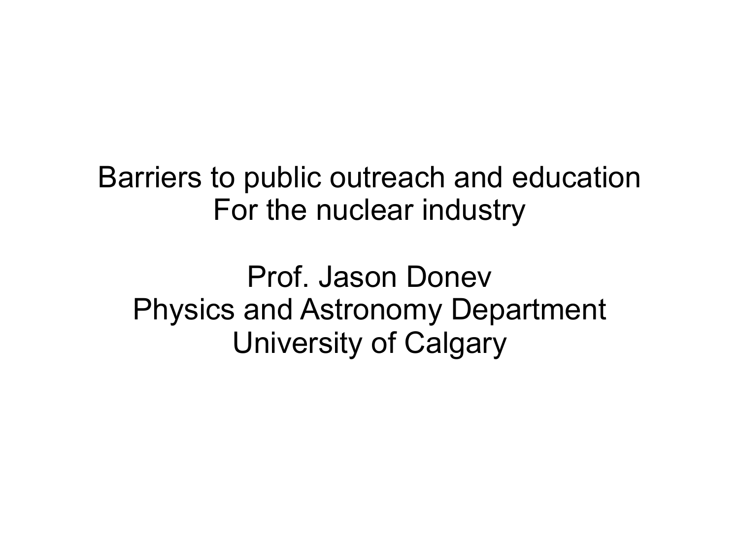# Barriers to public outreach and education For the nuclear industry

Prof. Jason Donev
Physics and Astronomy Department
University of Calgary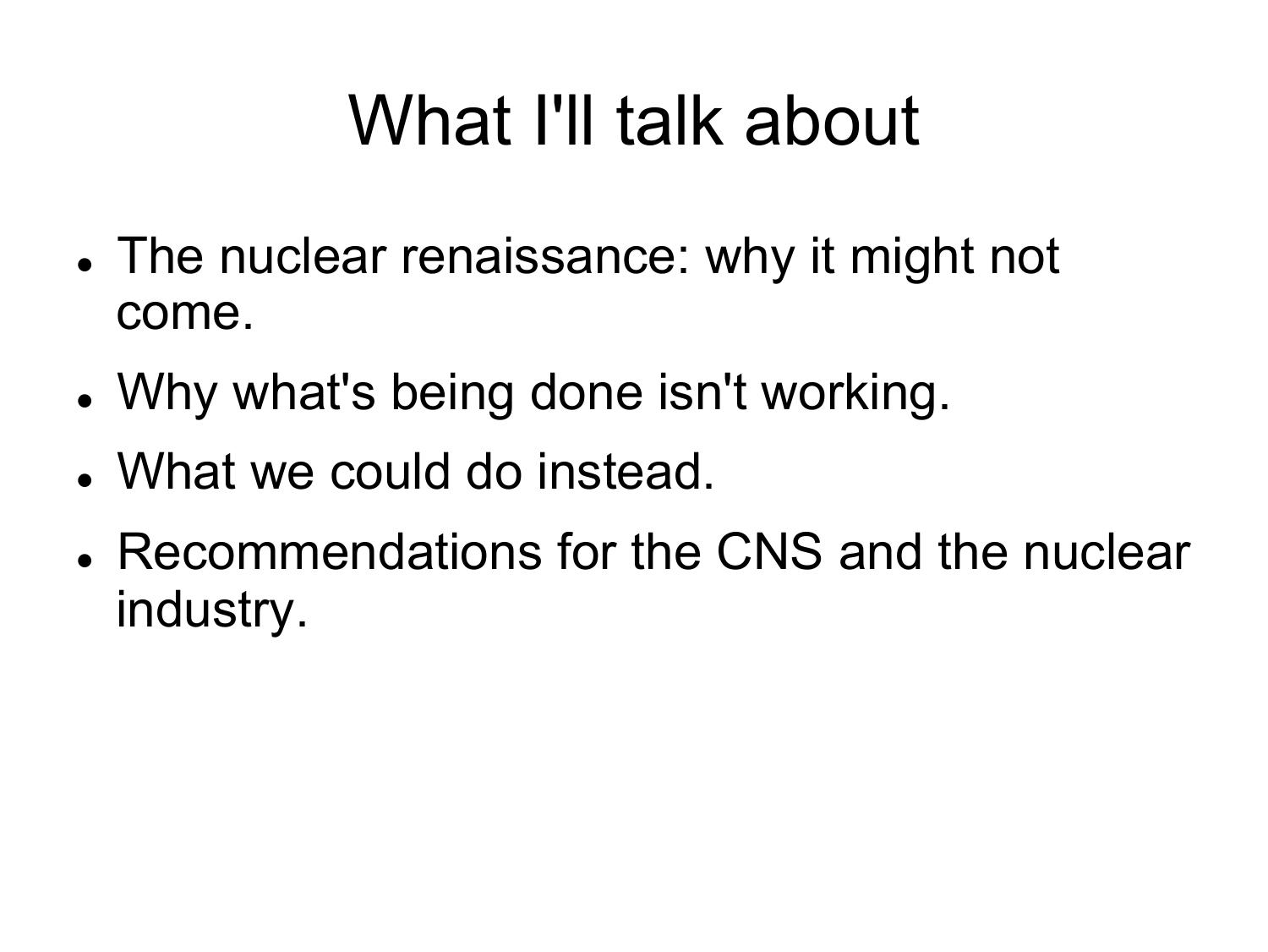# What I'll talk about

- The nuclear renaissance: why it might not come.
- Why what's being done isn't working.
- What we could do instead.
- Recommendations for the CNS and the nuclear industry.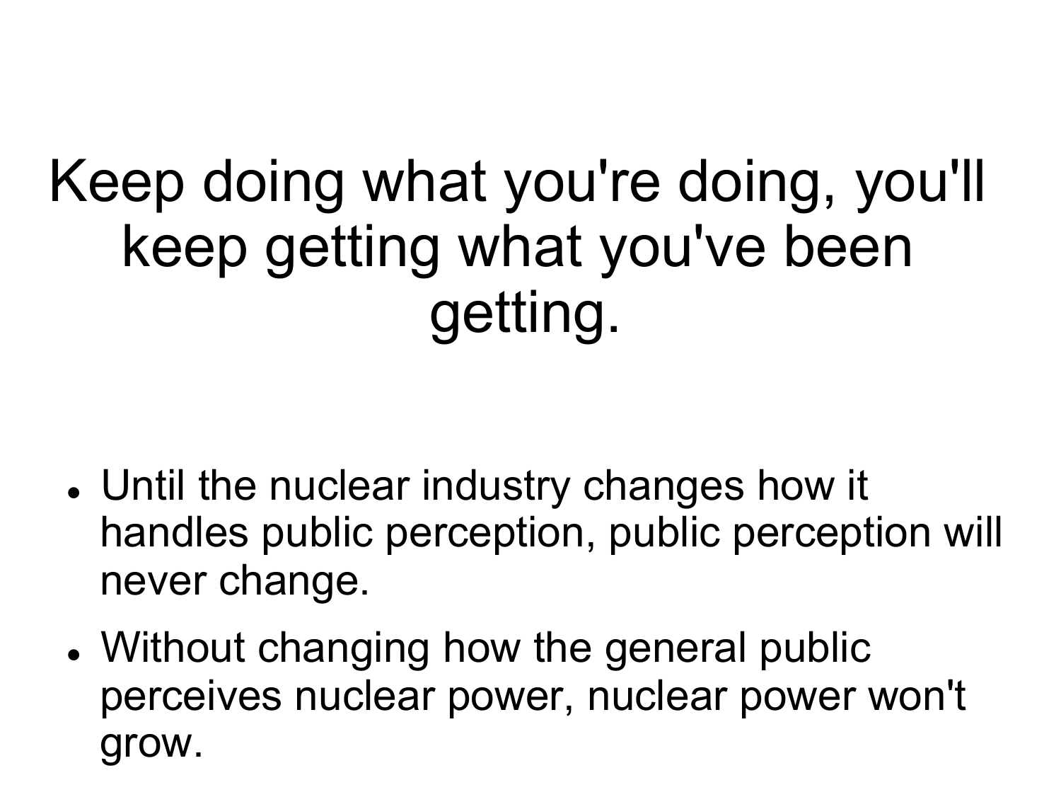# Keep doing what you're doing, you'll keep getting what you've been getting.

- Until the nuclear industry changes how it handles public perception, public perception will never change.
- Without changing how the general public perceives nuclear power, nuclear power won't grow.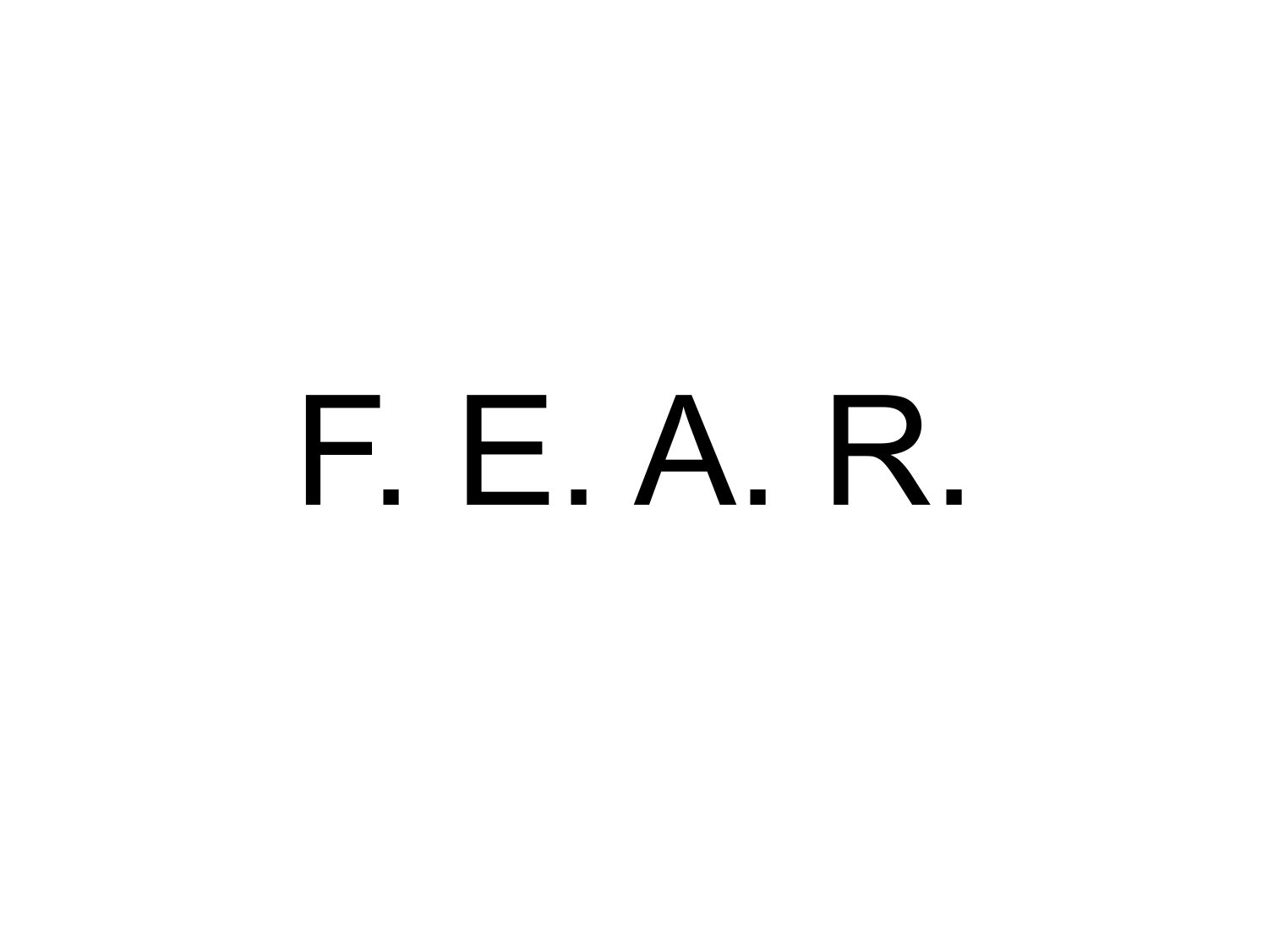# F. E. A. R.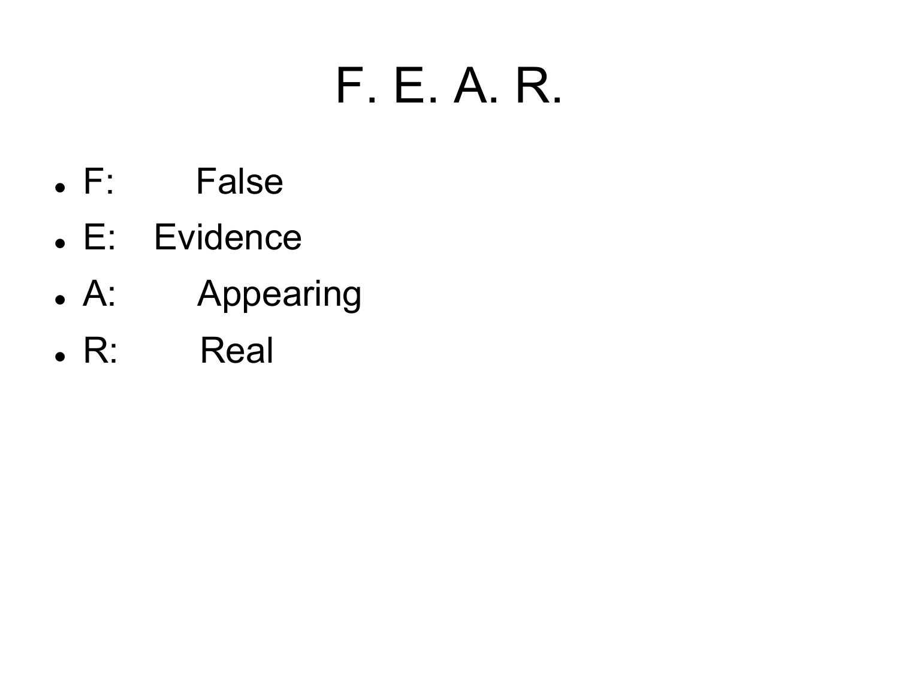# F. E. A. R.

- F: False
- E: Evidence
- A: Appearing
- R: Real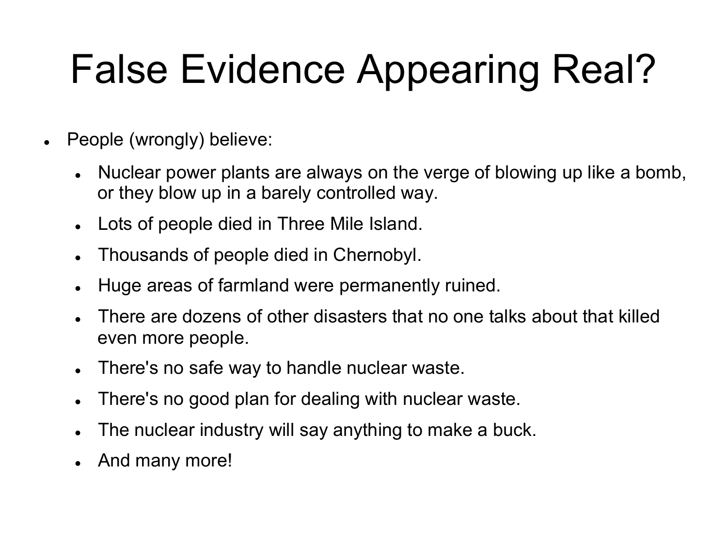# False Evidence Appearing Real?

- People (wrongly) believe:
  - Nuclear power plants are always on the verge of blowing up like a bomb, or they blow up in a barely controlled way.
  - Lots of people died in Three Mile Island.
  - Thousands of people died in Chernobyl.
  - Huge areas of farmland were permanently ruined.
  - There are dozens of other disasters that no one talks about that killed even more people.
  - There's no safe way to handle nuclear waste.
  - There's no good plan for dealing with nuclear waste.
  - The nuclear industry will say anything to make a buck.
  - And many more!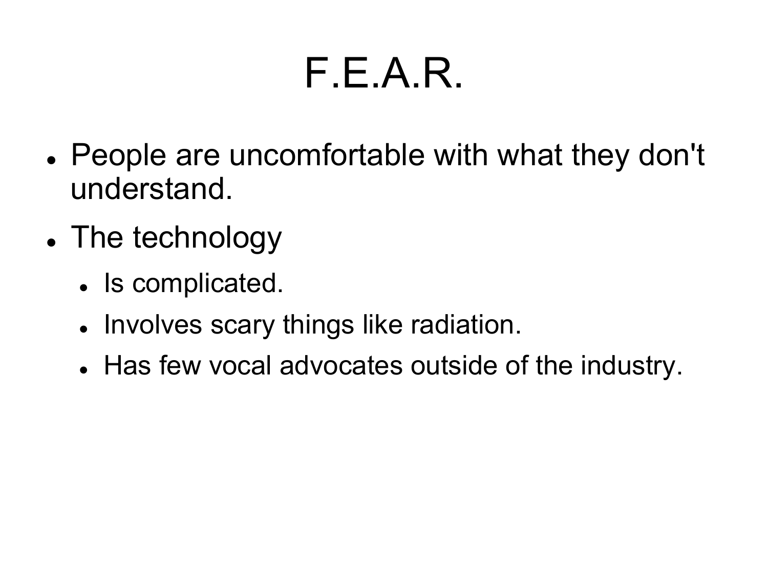# F.E.A.R.

- People are uncomfortable with what they don't understand.
- The technology
  - Is complicated.
  - Involves scary things like radiation.
  - Has few vocal advocates outside of the industry.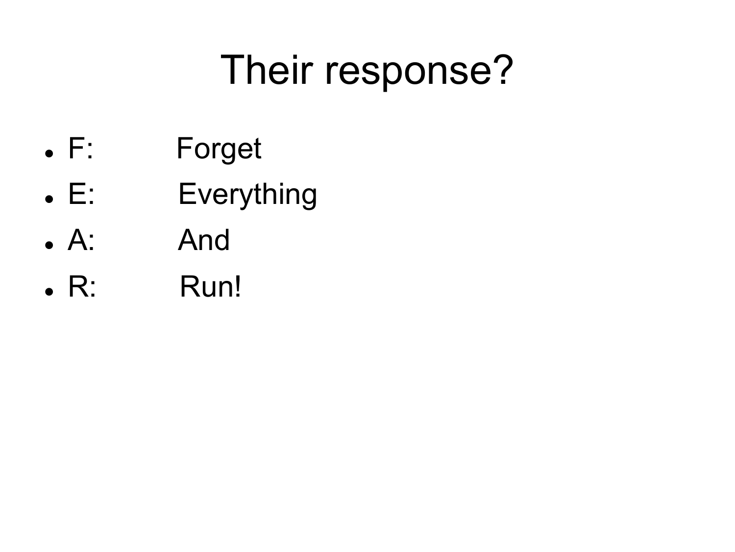# Their response?

- F: Forget
- E: Everything
- A: And
- R: Run!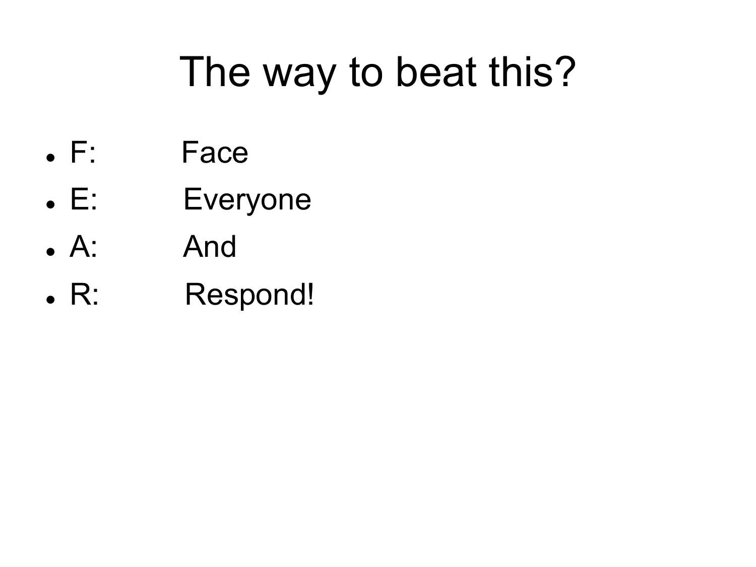# The way to beat this?

- F: Face
- E: Everyone
- A: And
- R: Respond!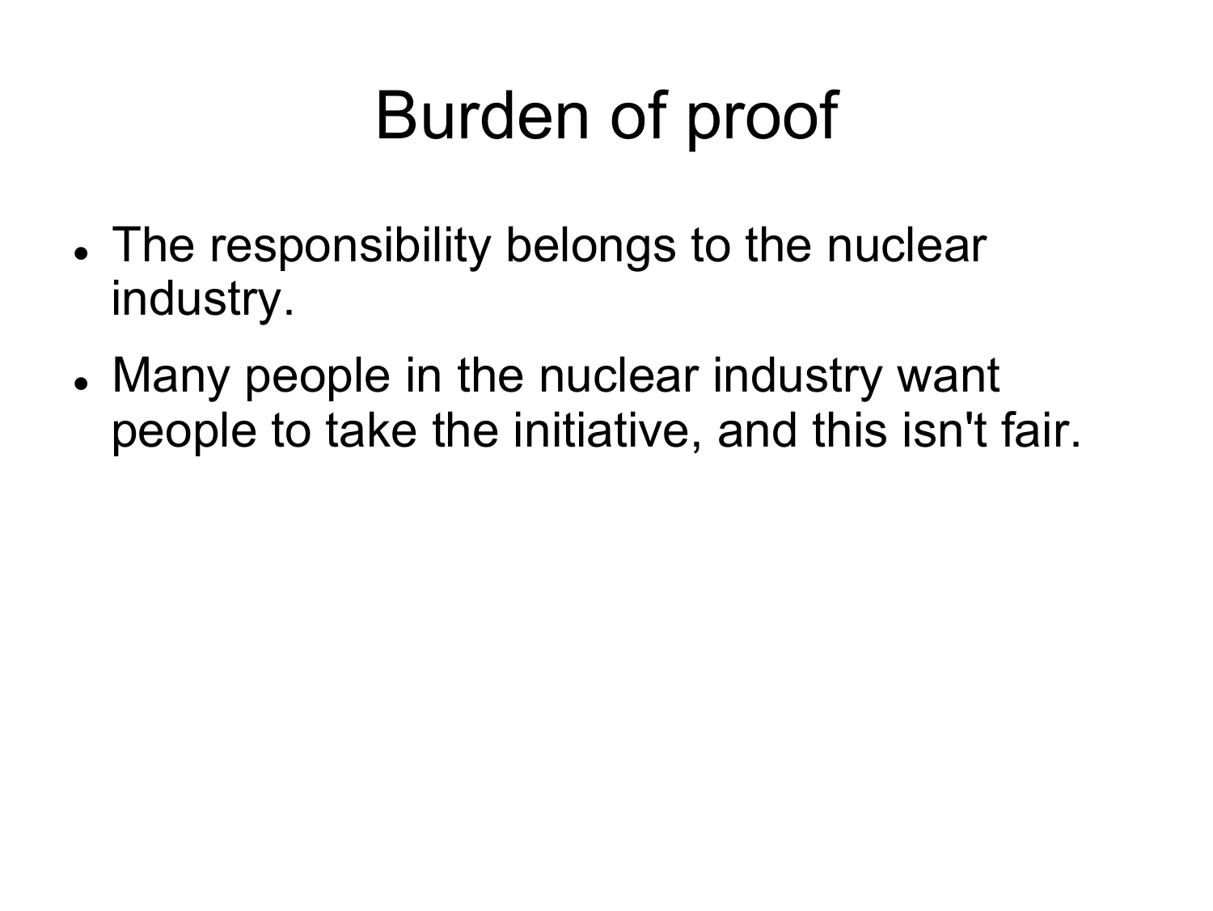# Burden of proof

- The responsibility belongs to the nuclear industry.
- Many people in the nuclear industry want people to take the initiative, and this isn't fair.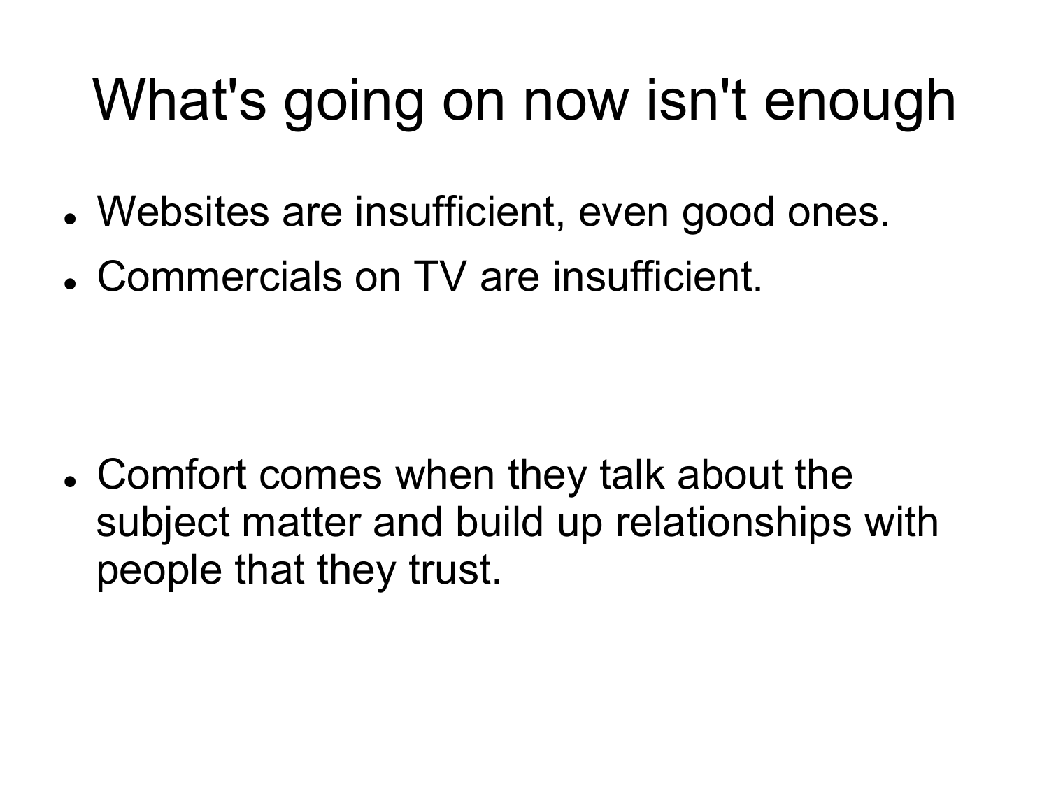# What's going on now isn't enough

- Websites are insufficient, even good ones.
- Commercials on TV are insufficient.
- Comfort comes when they talk about the subject matter and build up relationships with people that they trust.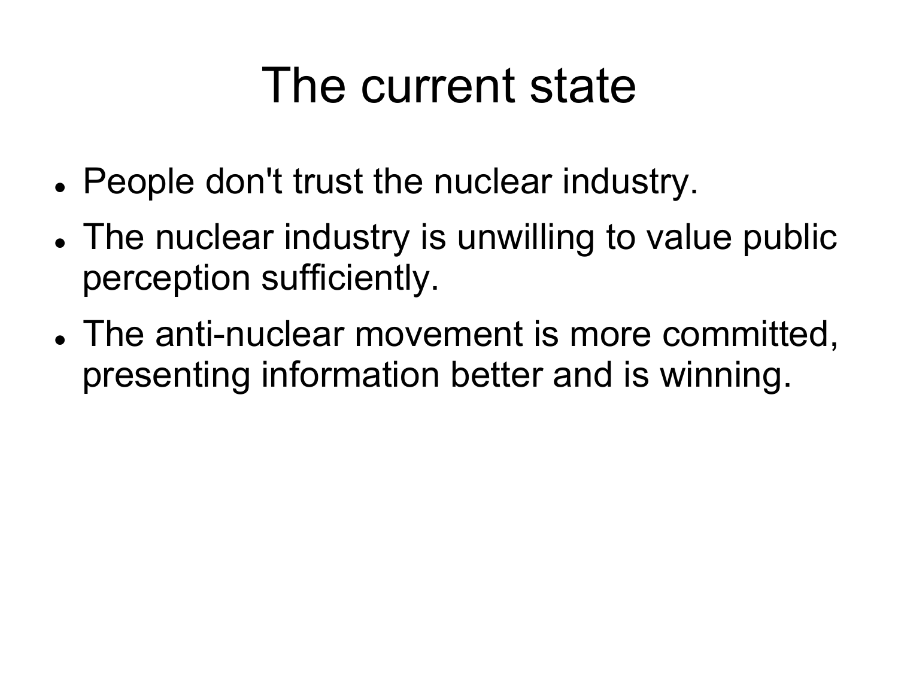# The current state

- People don't trust the nuclear industry.
- The nuclear industry is unwilling to value public perception sufficiently.
- The anti-nuclear movement is more committed, presenting information better and is winning.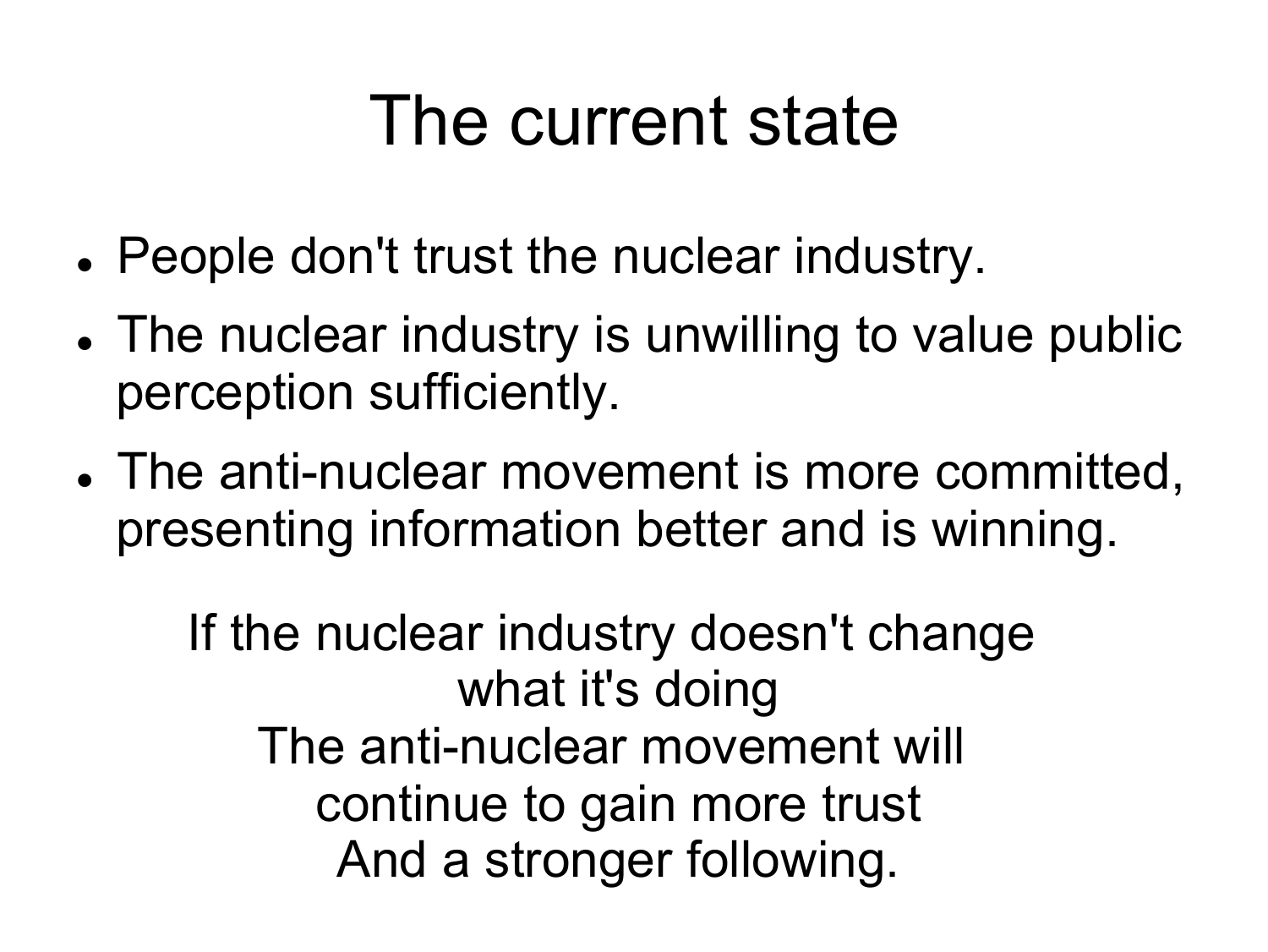# The current state

- People don't trust the nuclear industry.
- The nuclear industry is unwilling to value public perception sufficiently.
- The anti-nuclear movement is more committed, presenting information better and is winning.

If the nuclear industry doesn't change what it's doing
The anti-nuclear movement will continue to gain more trust
And a stronger following.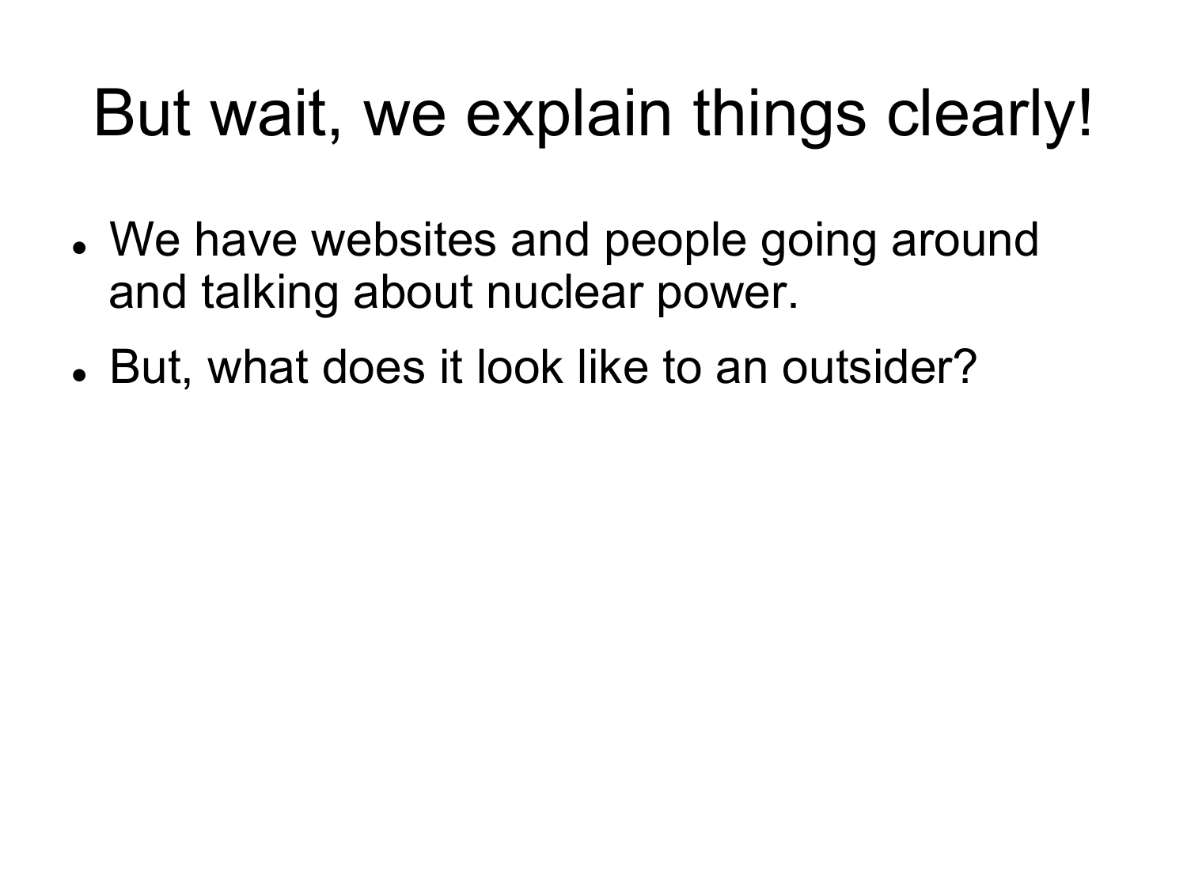# But wait, we explain things clearly!

- We have websites and people going around and talking about nuclear power.
- But, what does it look like to an outsider?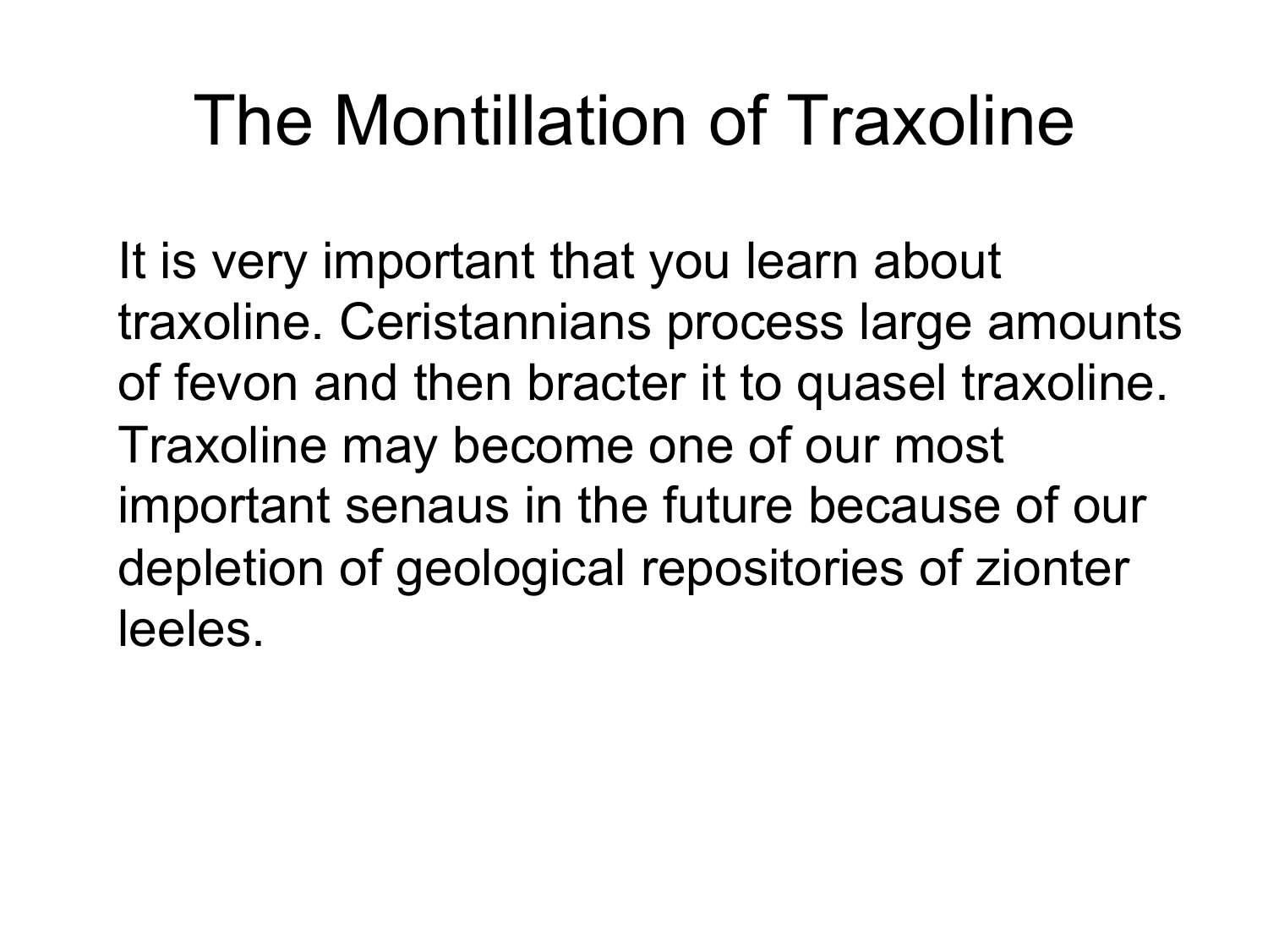# The Montillation of Traxoline

It is very important that you learn about traxoline. Ceristannians process large amounts of fevon and then bracter it to quasel traxoline. Traxoline may become one of our most important senaus in the future because of our depletion of geological repositories of zionter leeles.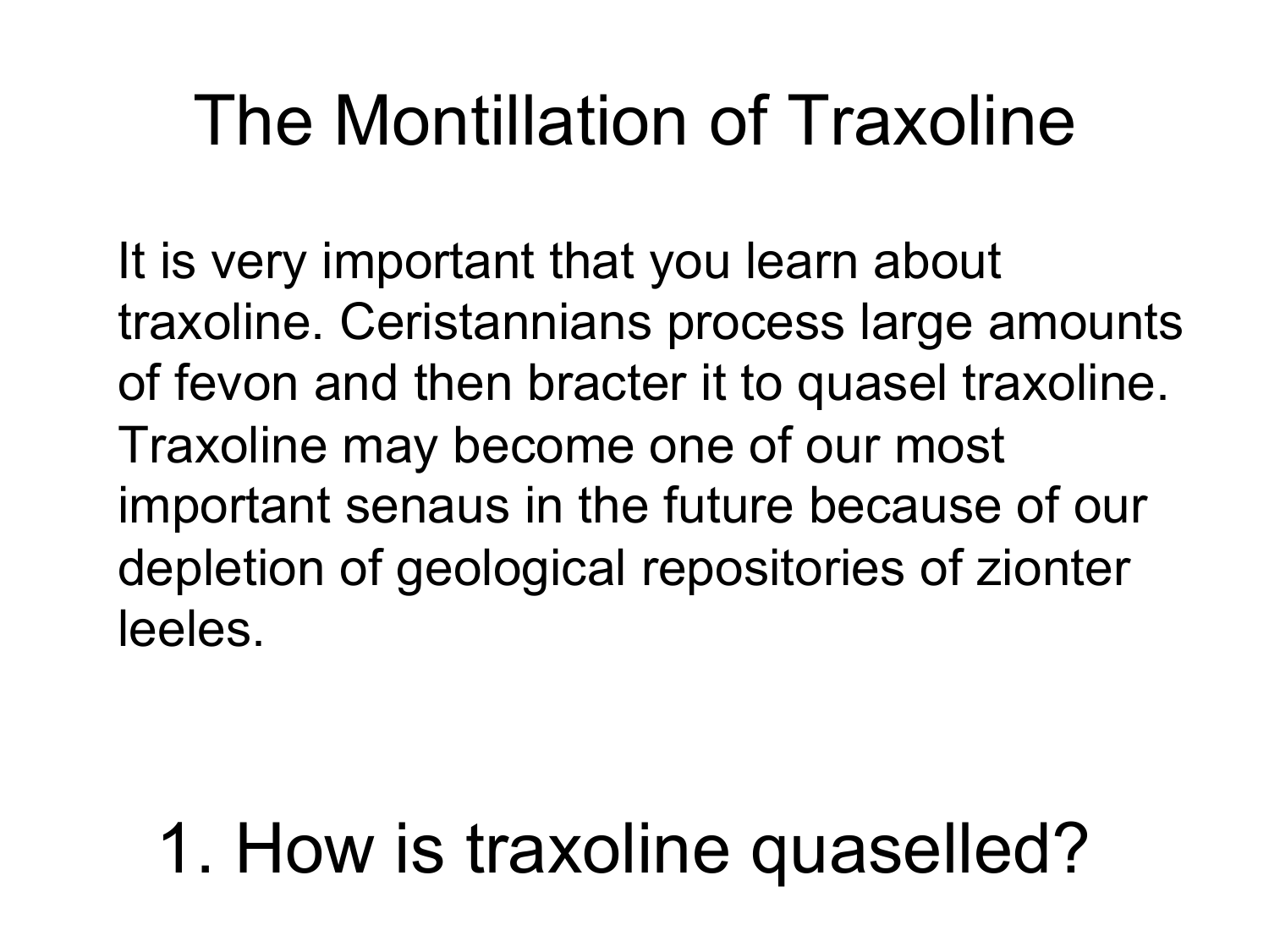# The Montillation of Traxoline

It is very important that you learn about traxoline. Ceristannians process large amounts of fevon and then bracter it to quasel traxoline. Traxoline may become one of our most important senaus in the future because of our depletion of geological repositories of zionter leeles.

1. How is traxoline quaselled?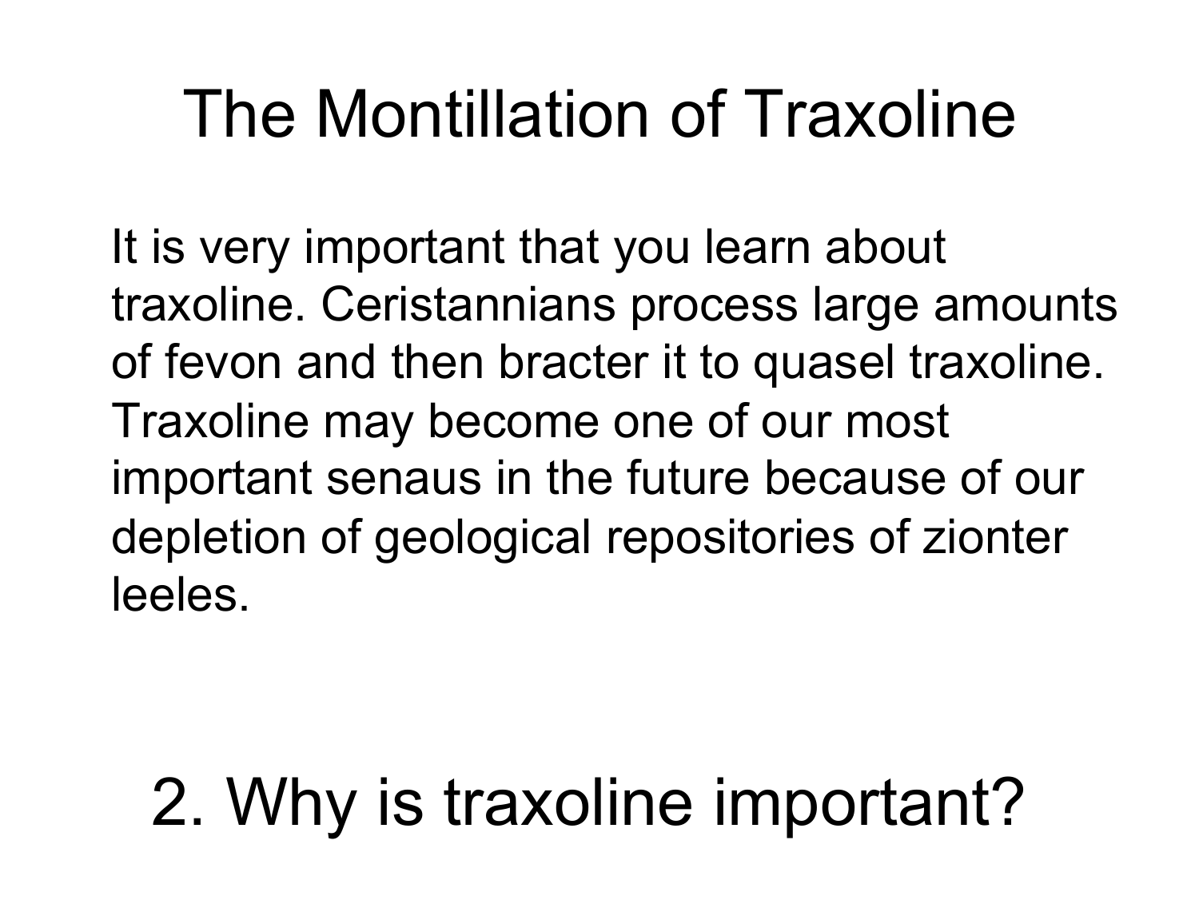# The Montillation of Traxoline

It is very important that you learn about traxoline. Ceristannians process large amounts of fevon and then bracter it to quasel traxoline. Traxoline may become one of our most important senaus in the future because of our depletion of geological repositories of zionter leeles.

2. Why is traxoline important?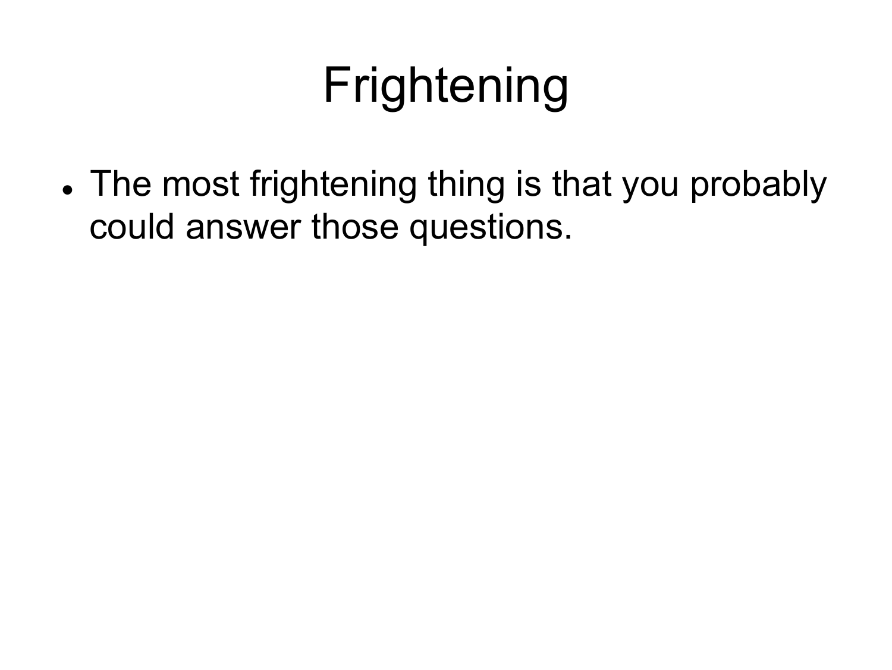# Frightening

- The most frightening thing is that you probably could answer those questions.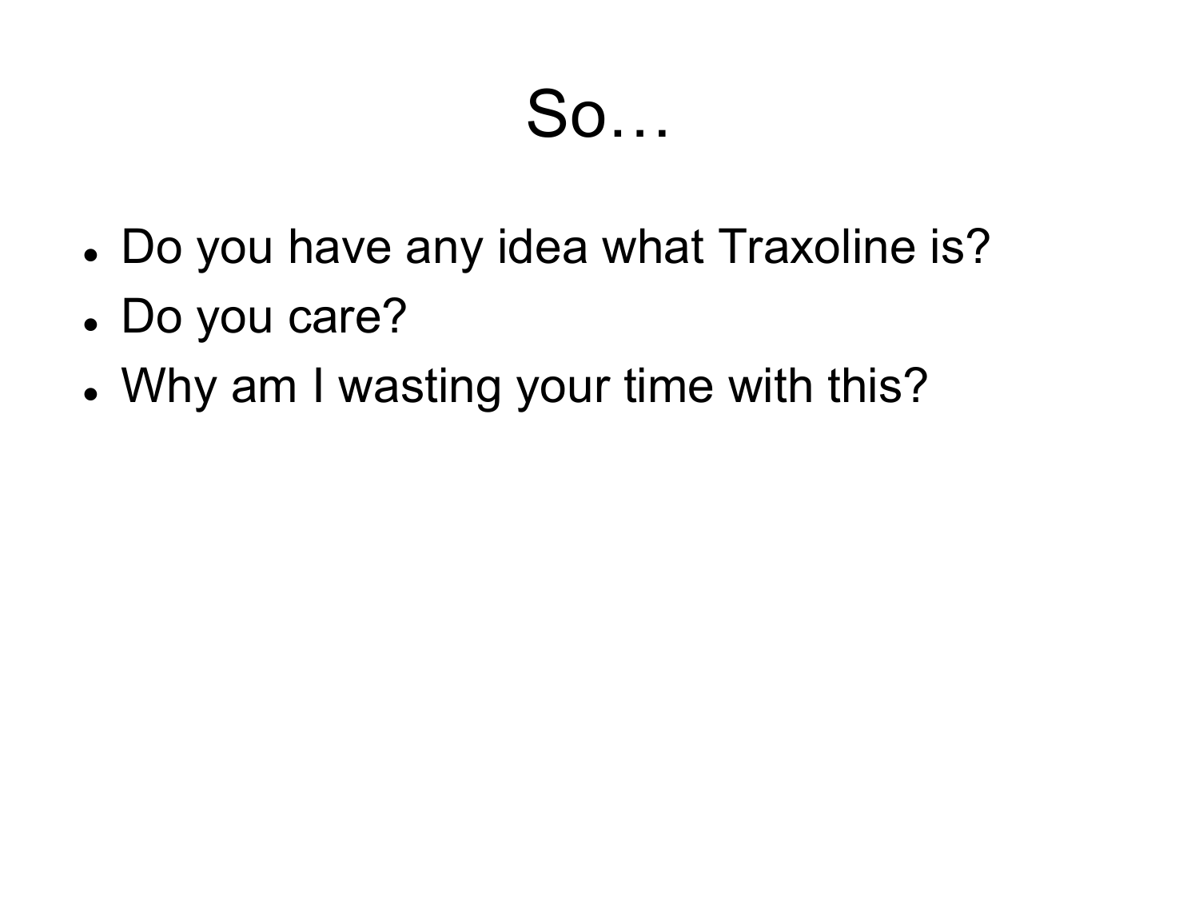# So…

- Do you have any idea what Traxoline is?
- Do you care?
- Why am I wasting your time with this?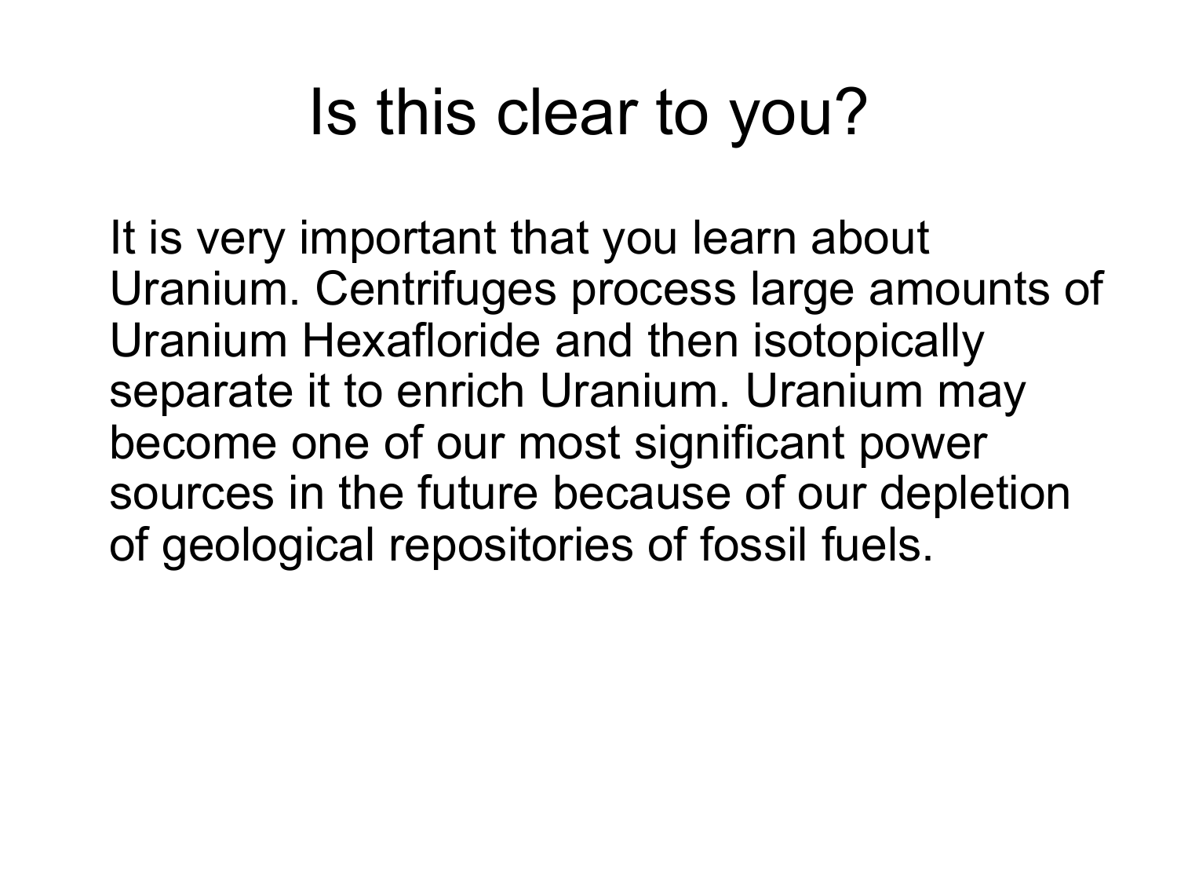# Is this clear to you?

It is very important that you learn about Uranium. Centrifuges process large amounts of Uranium Hexafloride and then isotopically separate it to enrich Uranium. Uranium may become one of our most significant power sources in the future because of our depletion of geological repositories of fossil fuels.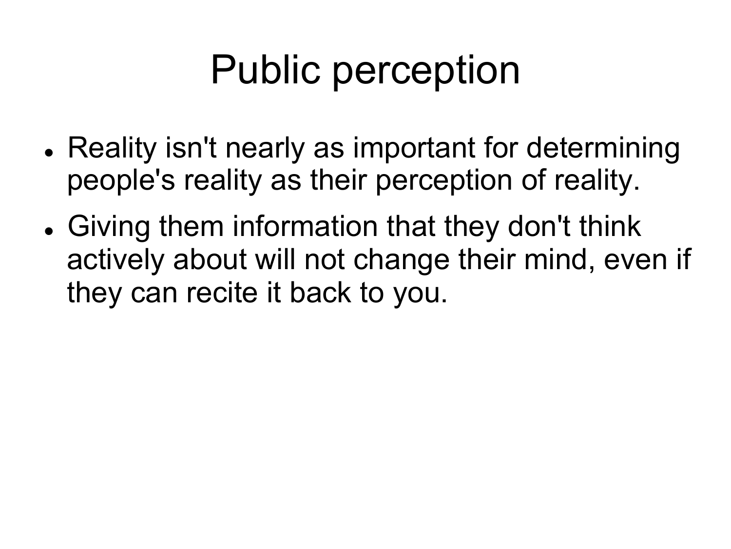# Public perception

- Reality isn't nearly as important for determining people's reality as their perception of reality.
- Giving them information that they don't think actively about will not change their mind, even if they can recite it back to you.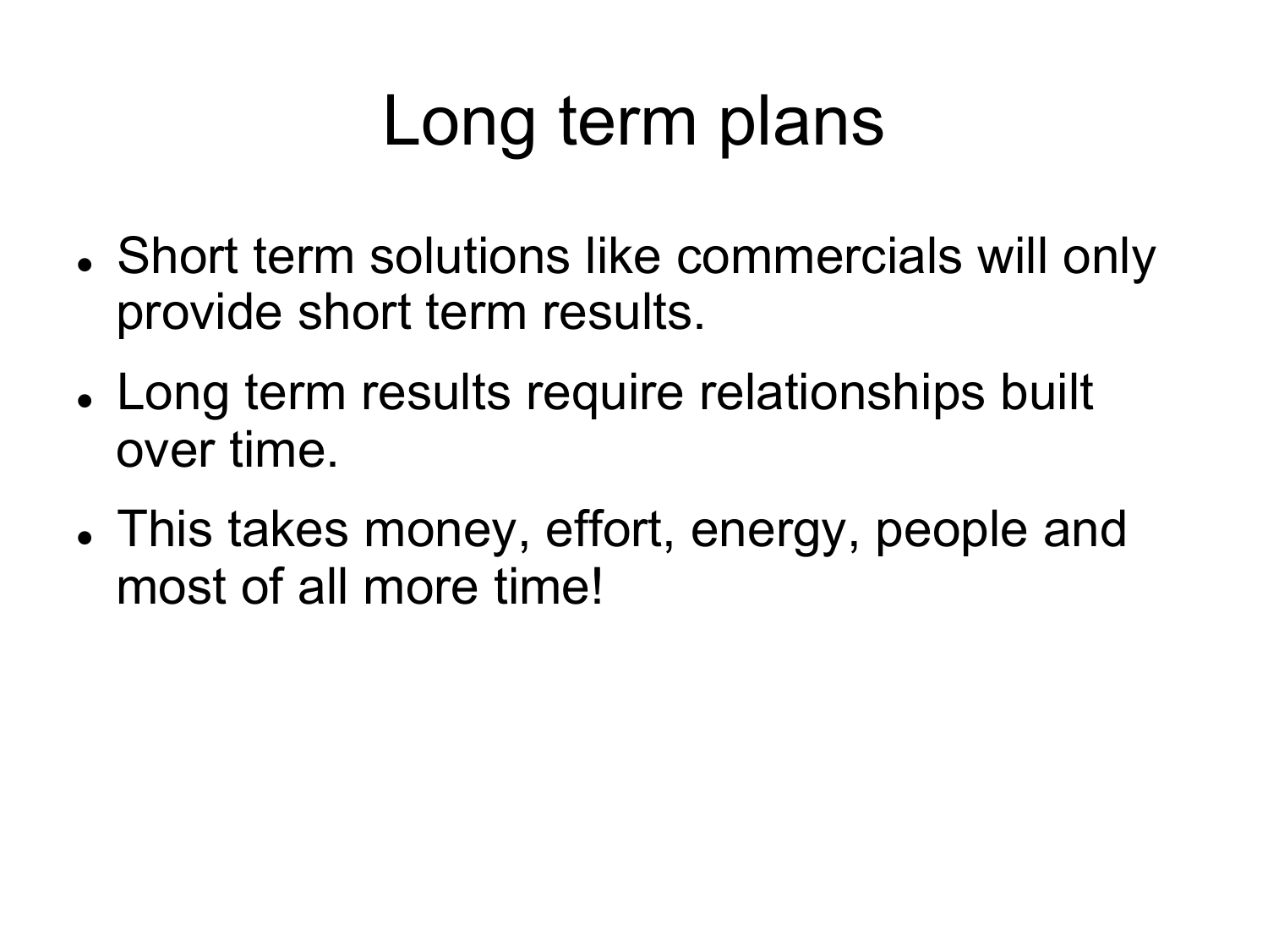# Long term plans

- Short term solutions like commercials will only provide short term results.
- Long term results require relationships built over time.
- This takes money, effort, energy, people and most of all more time!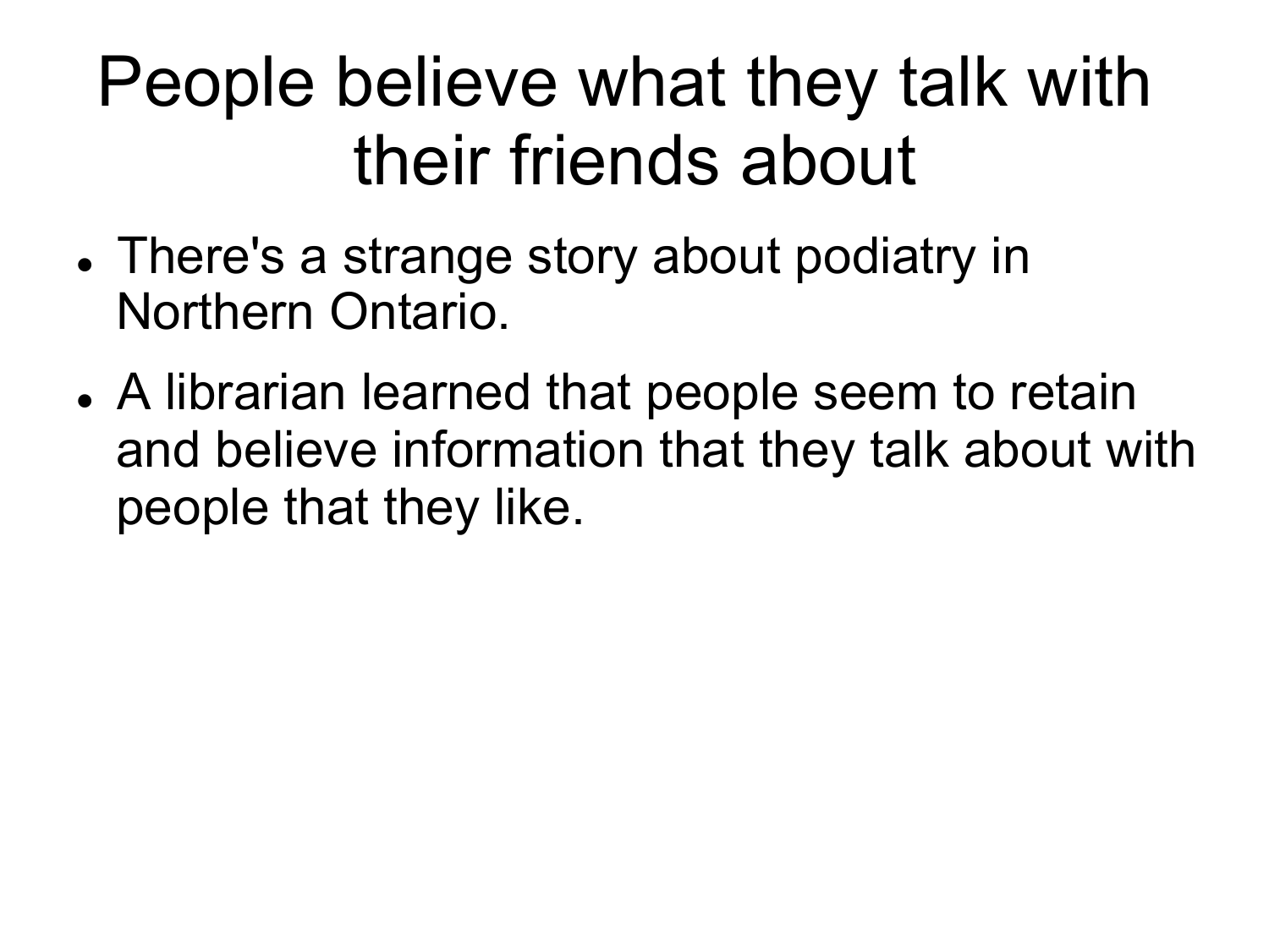# People believe what they talk with their friends about

- There's a strange story about podiatry in Northern Ontario.
- A librarian learned that people seem to retain and believe information that they talk about with people that they like.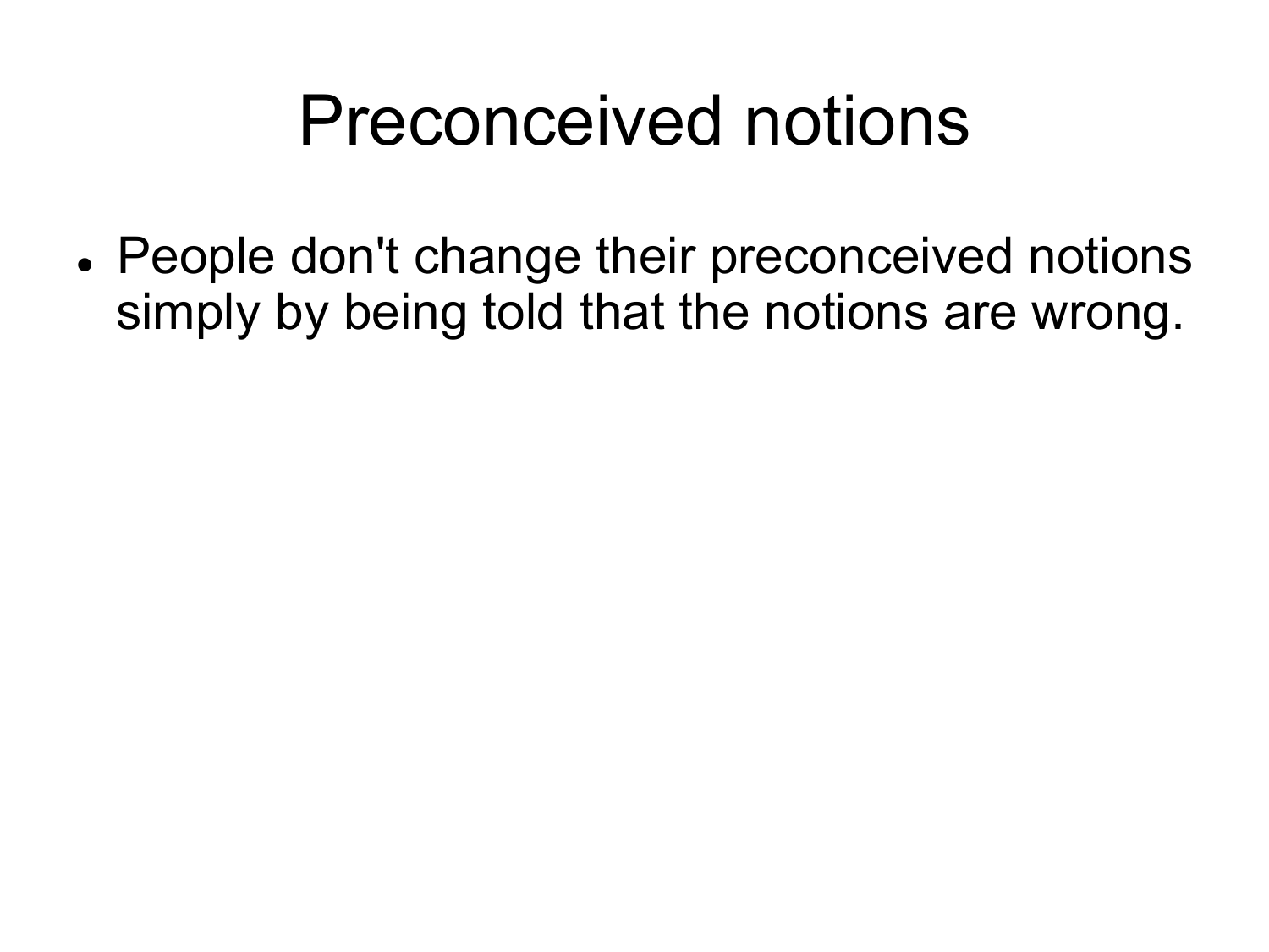# Preconceived notions

- People don't change their preconceived notions simply by being told that the notions are wrong.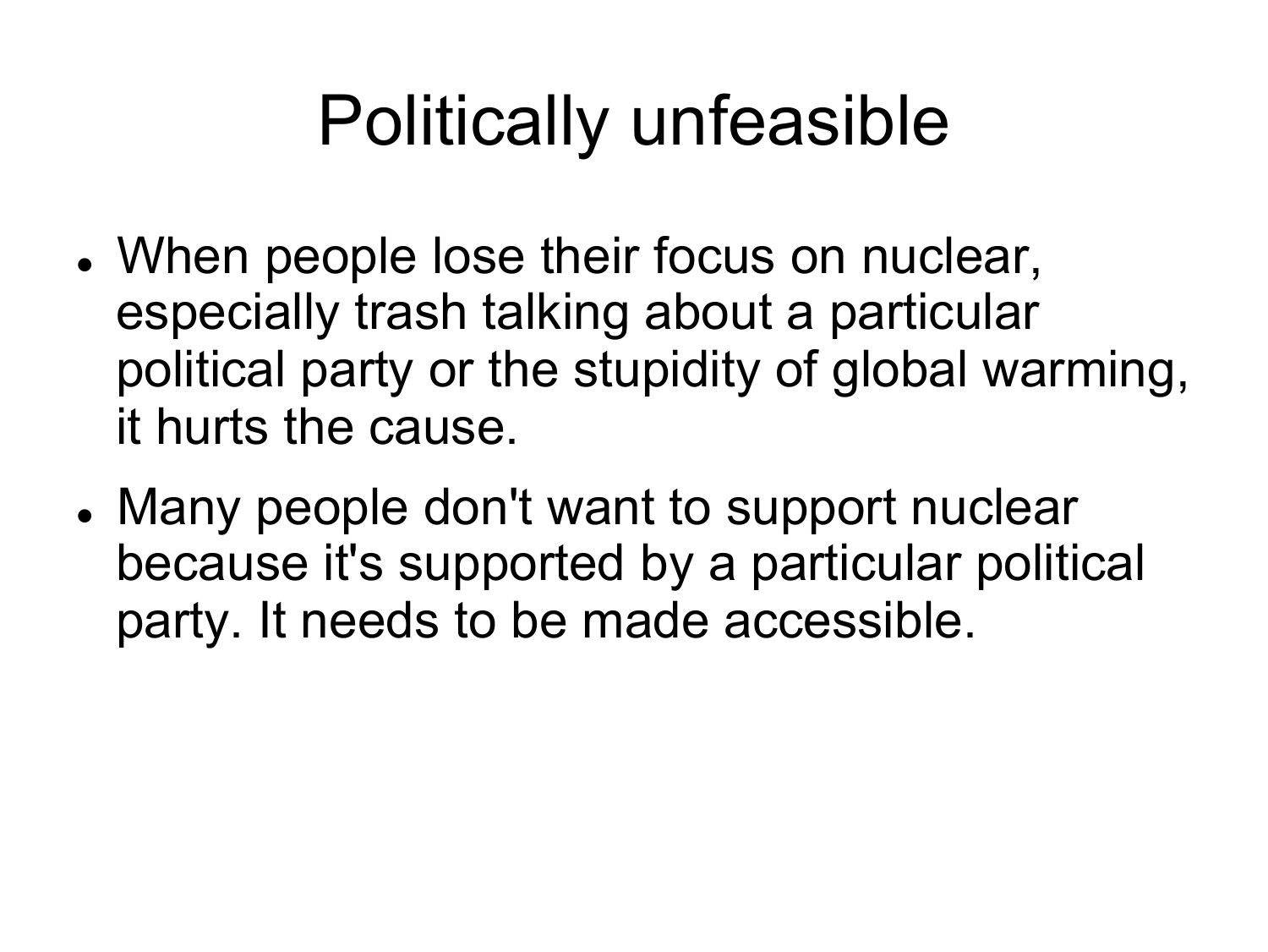# Politically unfeasible

- When people lose their focus on nuclear, especially trash talking about a particular political party or the stupidity of global warming, it hurts the cause.
- Many people don't want to support nuclear because it's supported by a particular political party. It needs to be made accessible.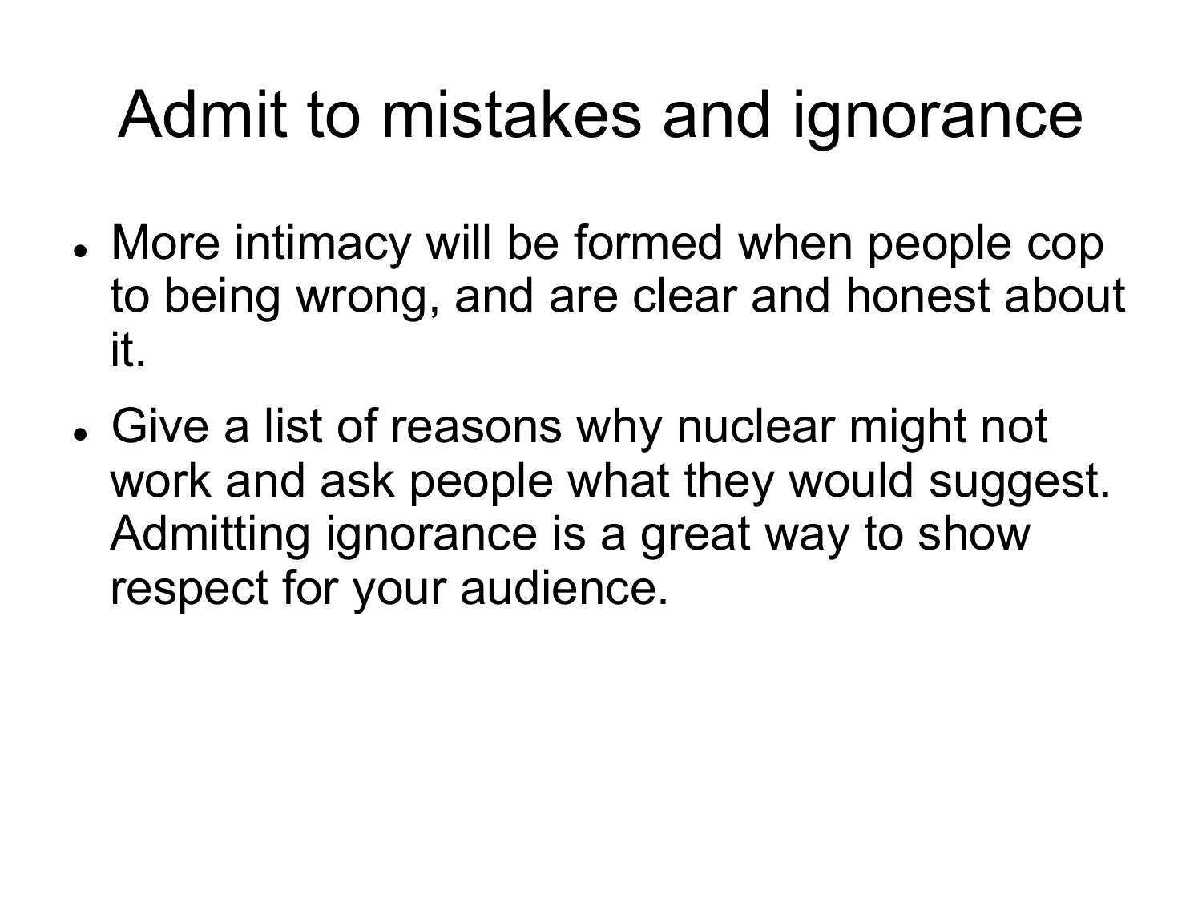# Admit to mistakes and ignorance

- More intimacy will be formed when people cop to being wrong, and are clear and honest about it.
- Give a list of reasons why nuclear might not work and ask people what they would suggest. Admitting ignorance is a great way to show respect for your audience.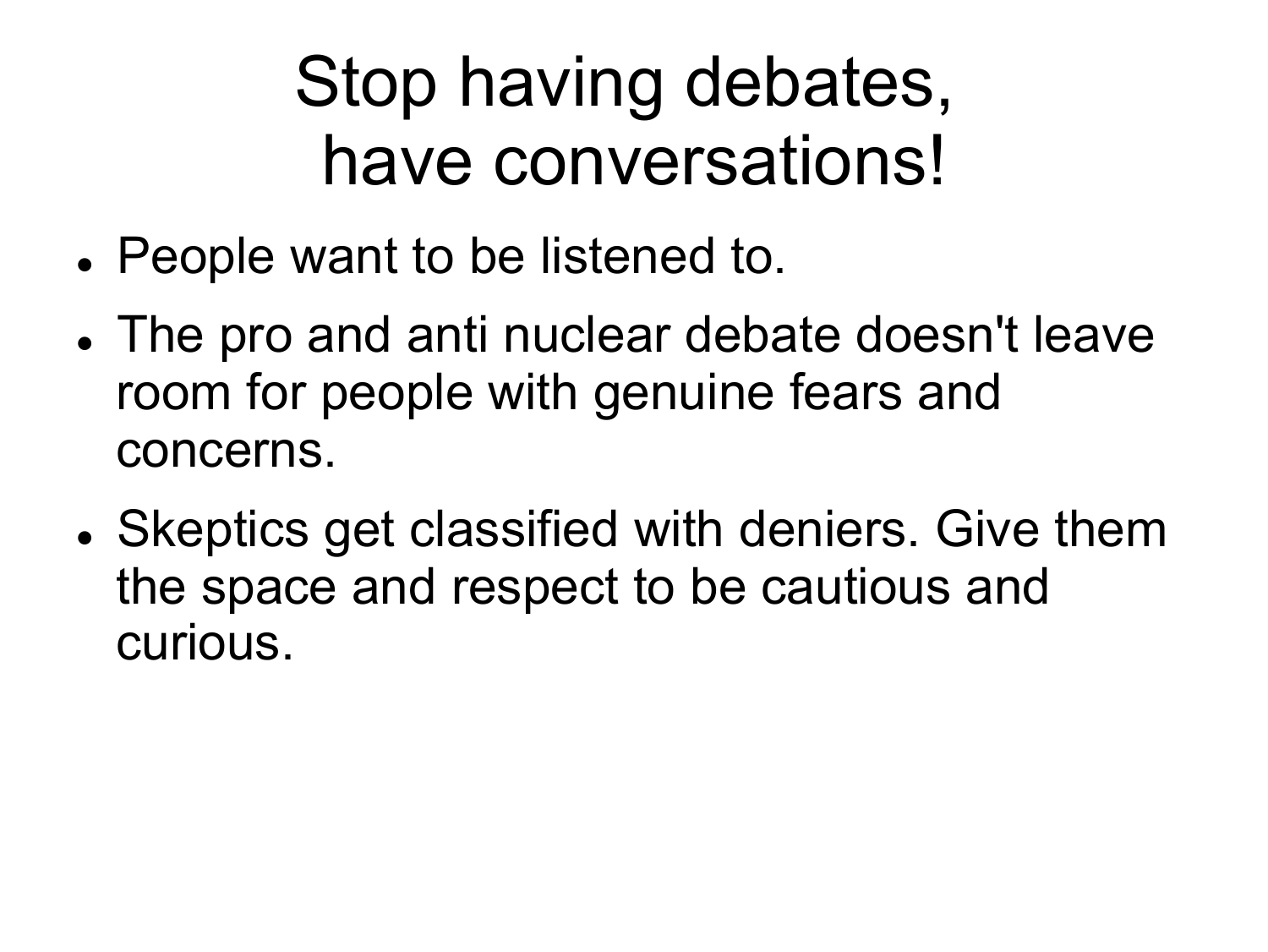# Stop having debates, have conversations!

- People want to be listened to.
- The pro and anti nuclear debate doesn't leave room for people with genuine fears and concerns.
- Skeptics get classified with deniers. Give them the space and respect to be cautious and curious.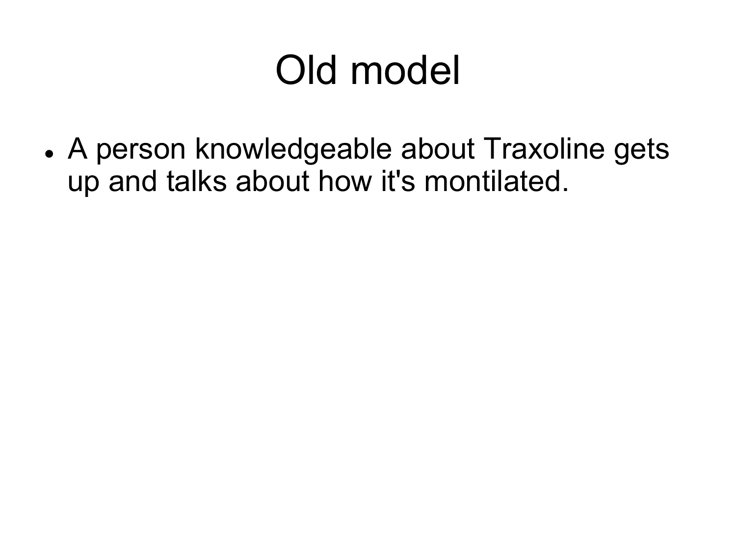# Old model

- A person knowledgeable about Traxoline gets up and talks about how it's montilated.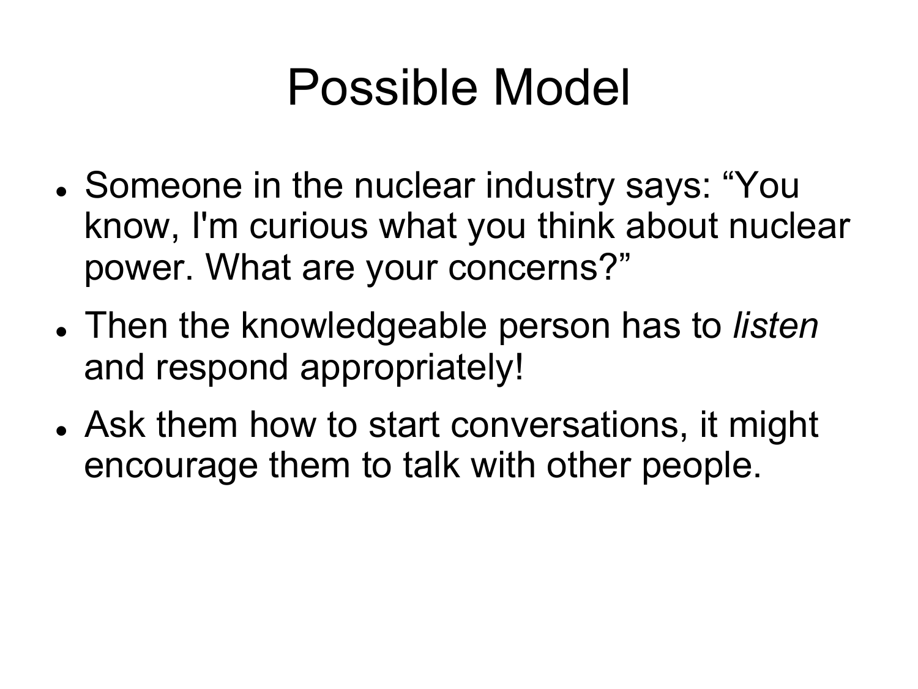# Possible Model

- Someone in the nuclear industry says: "You know, I'm curious what you think about nuclear power. What are your concerns?"
- Then the knowledgeable person has to *listen* and respond appropriately!
- Ask them how to start conversations, it might encourage them to talk with other people.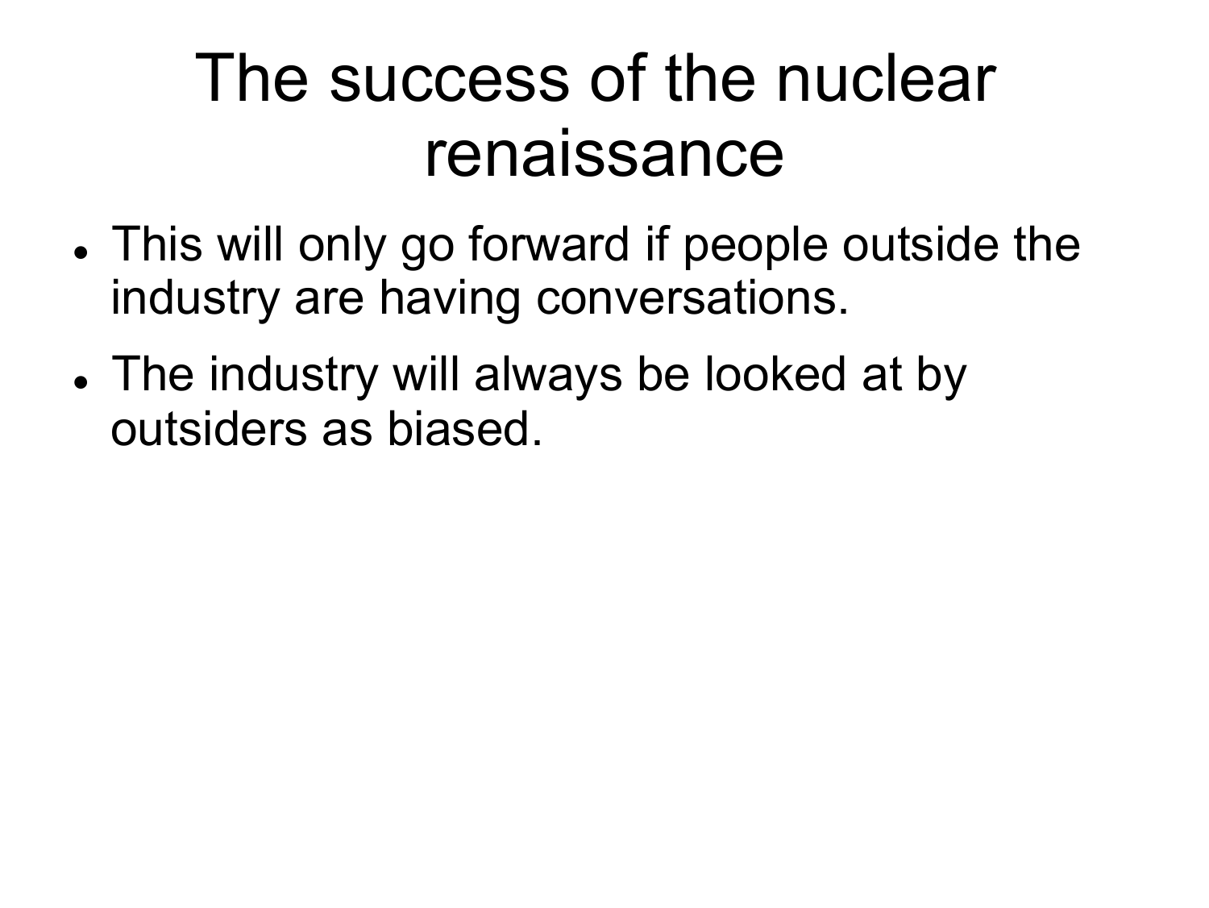# The success of the nuclear renaissance

- This will only go forward if people outside the industry are having conversations.
- The industry will always be looked at by outsiders as biased.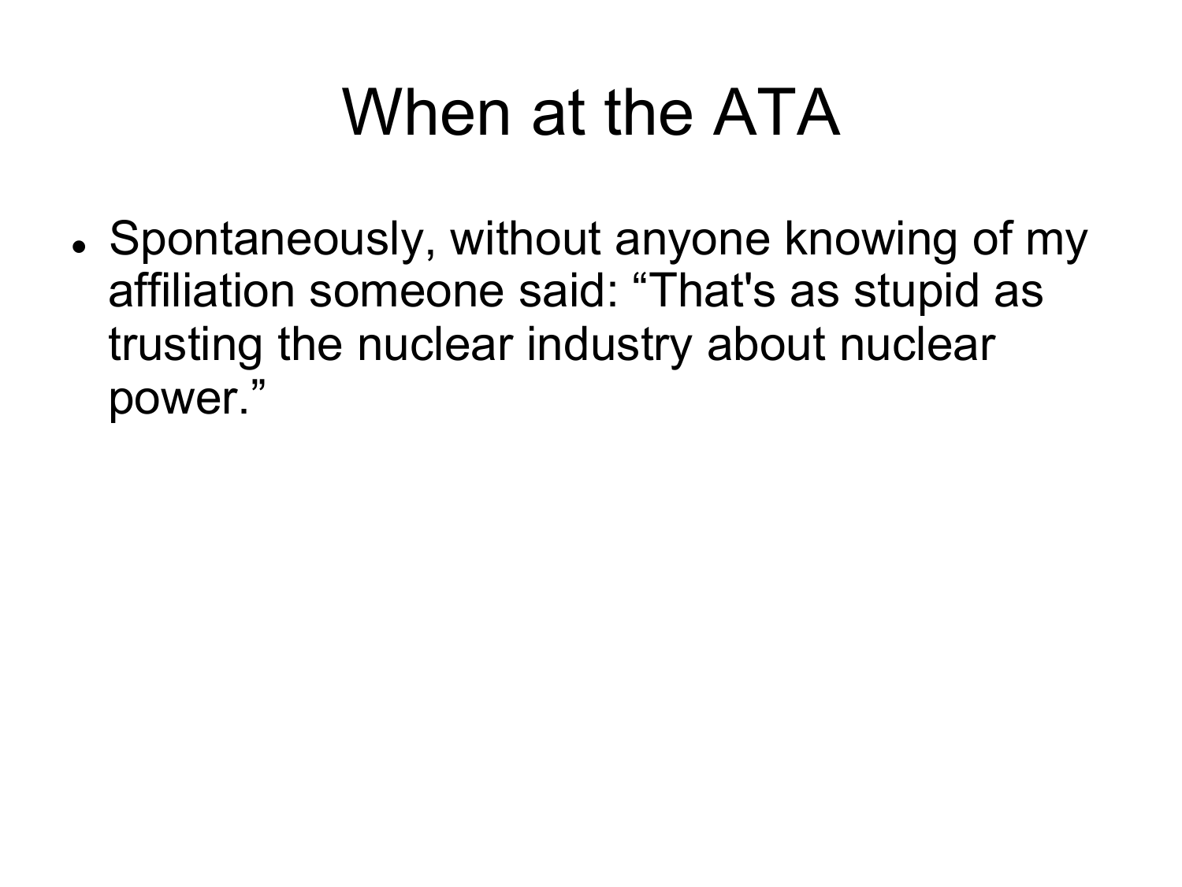# When at the ATA

- Spontaneously, without anyone knowing of my affiliation someone said: “That's as stupid as trusting the nuclear industry about nuclear power.”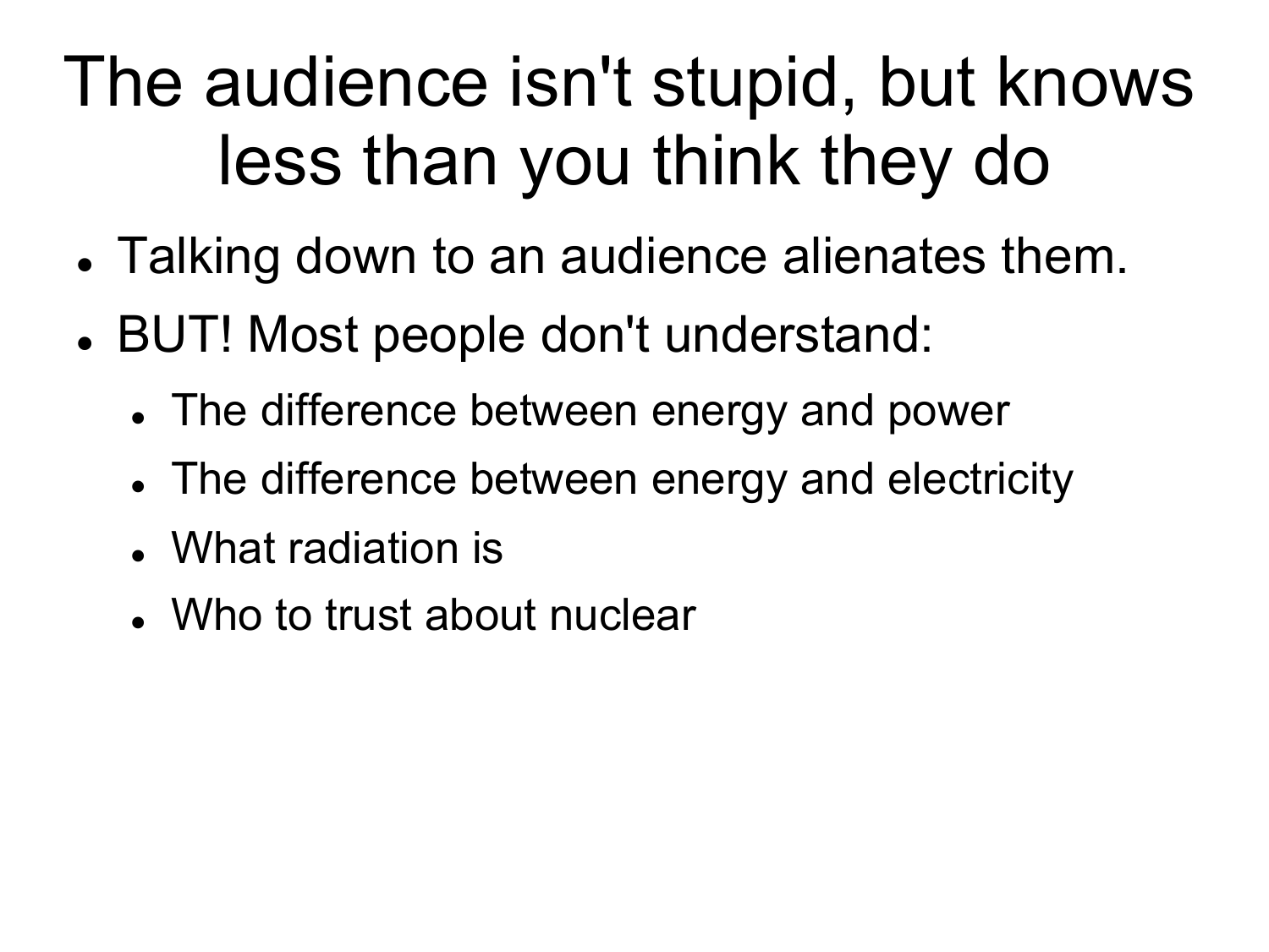# The audience isn't stupid, but knows less than you think they do

- Talking down to an audience alienates them.
- BUT! Most people don't understand:
  - The difference between energy and power
  - The difference between energy and electricity
  - What radiation is
  - Who to trust about nuclear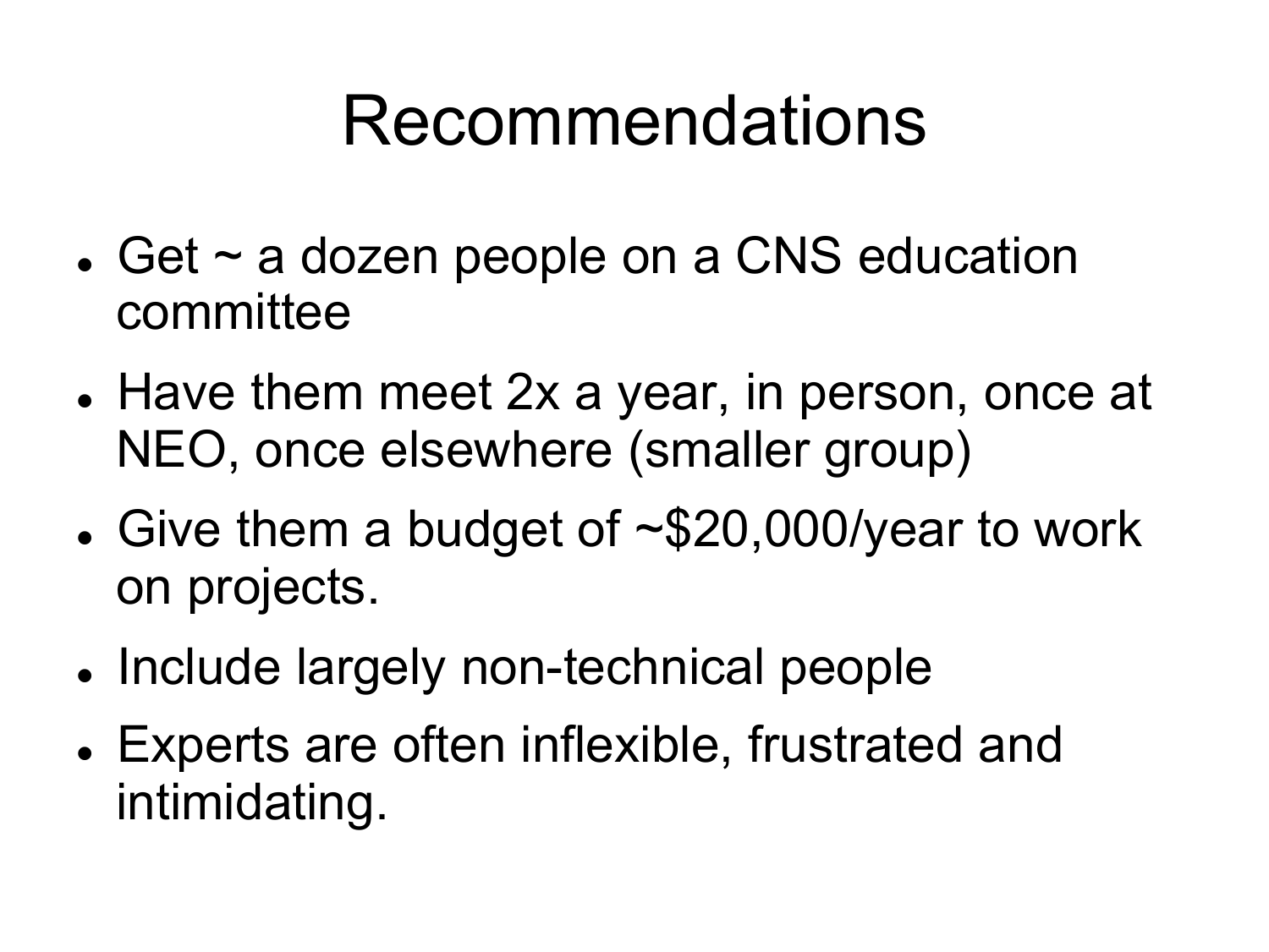# Recommendations

- Get ~ a dozen people on a CNS education committee
- Have them meet 2x a year, in person, once at NEO, once elsewhere (smaller group)
- Give them a budget of ~$20,000/year to work on projects.
- Include largely non-technical people
- Experts are often inflexible, frustrated and intimidating.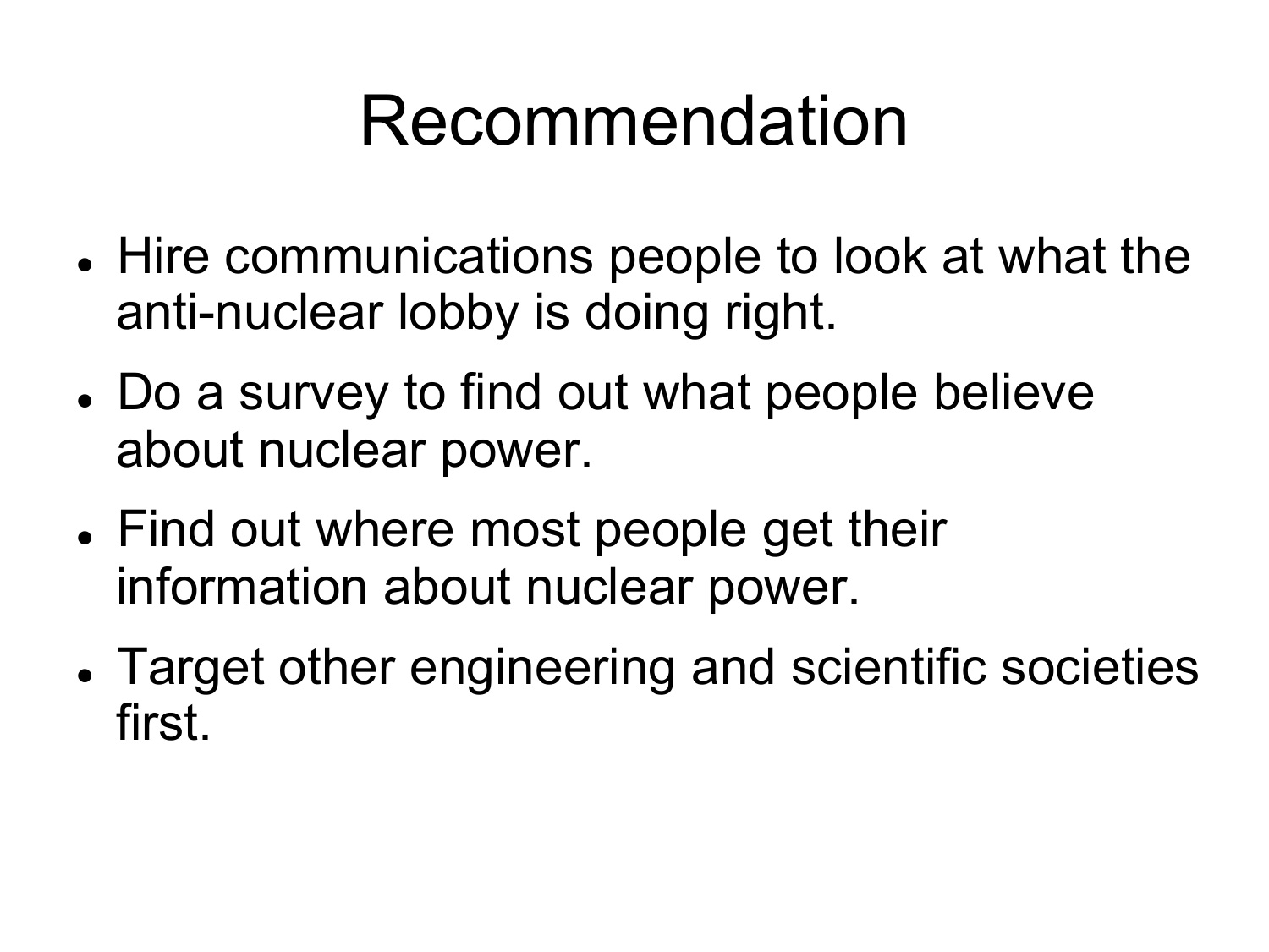# Recommendation

- Hire communications people to look at what the anti-nuclear lobby is doing right.
- Do a survey to find out what people believe about nuclear power.
- Find out where most people get their information about nuclear power.
- Target other engineering and scientific societies first.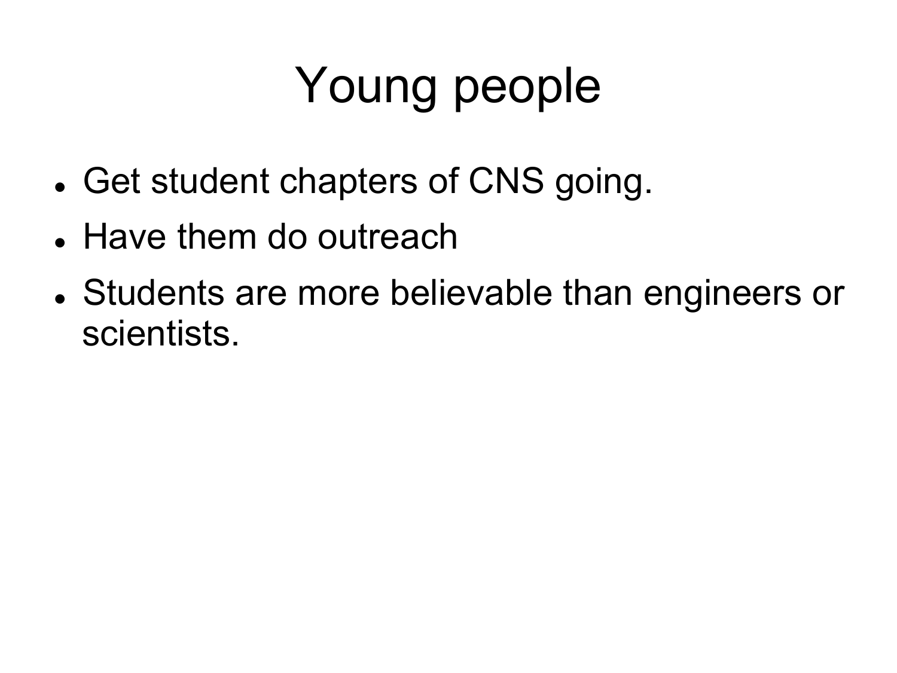# Young people

- Get student chapters of CNS going.
- Have them do outreach
- Students are more believable than engineers or scientists.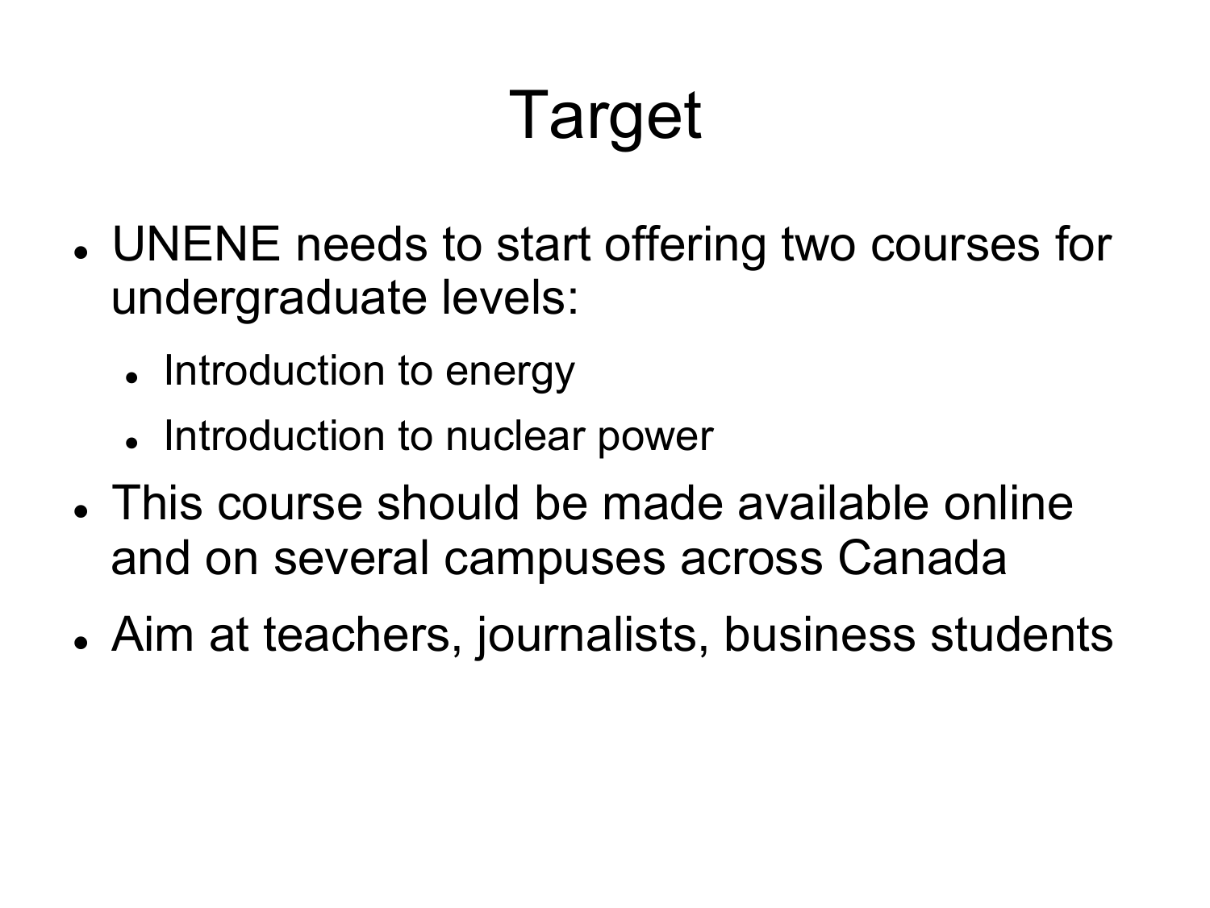# Target

- UNENE needs to start offering two courses for undergraduate levels:
  - Introduction to energy
  - Introduction to nuclear power
- This course should be made available online and on several campuses across Canada
- Aim at teachers, journalists, business students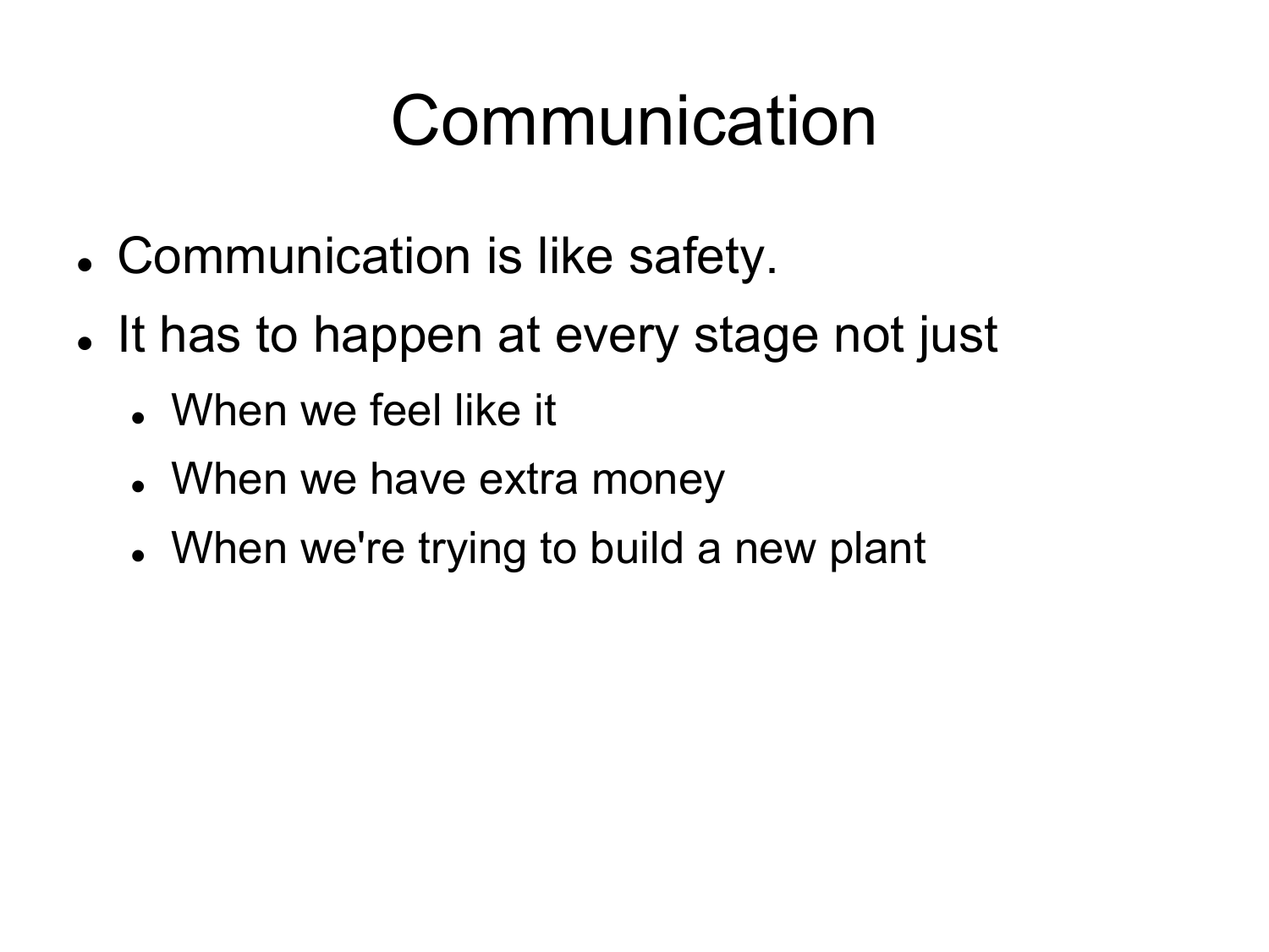# Communication

- Communication is like safety.
- It has to happen at every stage not just
  - When we feel like it
  - When we have extra money
  - When we're trying to build a new plant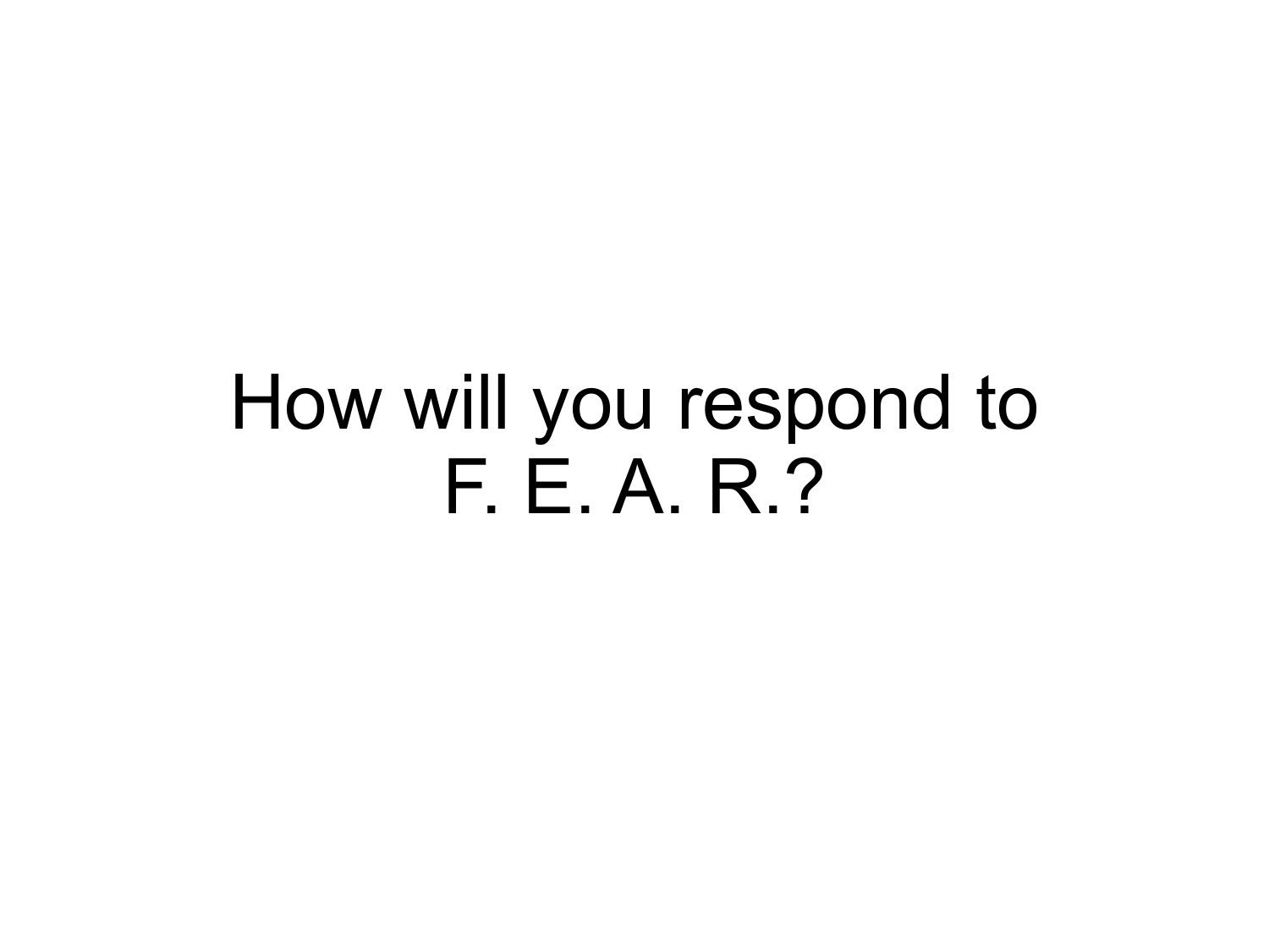# How will you respond to F. E. A. R.?